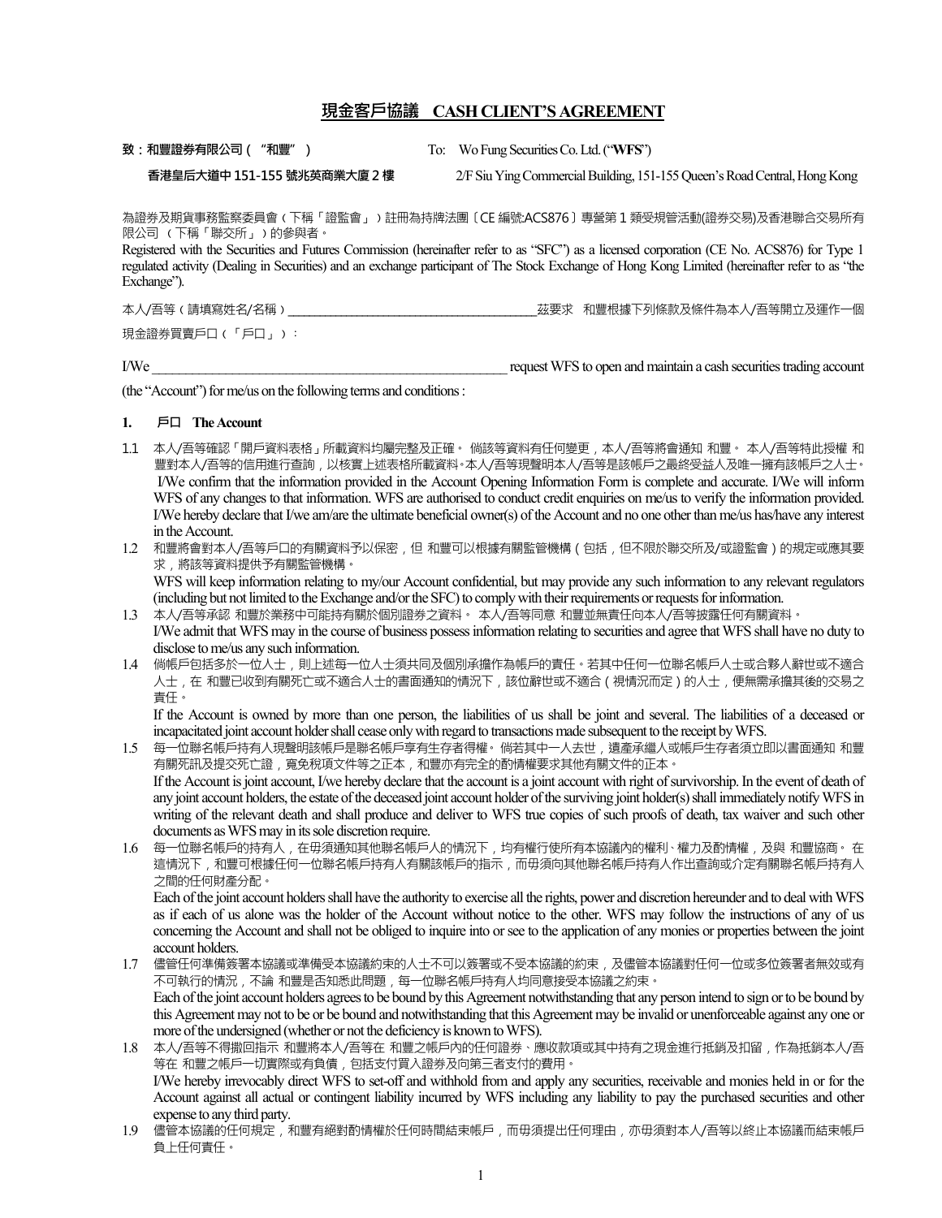# 現金客戶協議　CASH CLIENT'S AGREEMENT

**致：和豐證券有限公司（"和豐"）**

**香港皇后大道中 151-155 號兆英商業大廈 2 樓**

To:　Wo Fung Securities Co. Ltd. ("**WFS**")

2/F Siu Ying Commercial Building, 151-155 Queen's Road Central, Hong Kong

為證券及期貨事務監察委員會（下稱「證監會」）註冊為持牌法團〔CE 編號:ACS876〕專營第 1 類受規管活動(證券交易)及香港聯合交易所有限公司（下稱「聯交所」）的參與者。

Registered with the Securities and Futures Commission (hereinafter refer to as "SFC") as a licensed corporation (CE No. ACS876) for Type 1 regulated activity (Dealing in Securities) and an exchange participant of The Stock Exchange of Hong Kong Limited (hereinafter refer to as "the Exchange").

本人/吾等（請填寫姓名/名稱）_____________________________________茲要求 和豐根據下列條款及條件為本人/吾等開立及運作一個現金證券買賣戶口（「戶口」）：

I/We _____________________________________________________ request WFS to open and maintain a cash securities trading account (the "Account") for me/us on the following terms and conditions :

## 1. 戶口 The Account

1.1 本人/吾等確認「開戶資料表格」所載資料均屬完整及正確。 倘該等資料有任何變更，本人/吾等將會通知 和豐。 本人/吾等特此授權 和豐對本人/吾等的信用進行查詢，以核實上述表格所載資料。本人/吾等現聲明本人/吾等是該帳戶之最終受益人及唯一擁有該帳戶之人士。
I/We confirm that the information provided in the Account Opening Information Form is complete and accurate. I/We will inform WFS of any changes to that information. WFS are authorised to conduct credit enquiries on me/us to verify the information provided. I/We hereby declare that I/we am/are the ultimate beneficial owner(s) of the Account and no one other than me/us has/have any interest in the Account.

1.2 和豐將會對本人/吾等戶口的有關資料予以保密，但 和豐可以根據有關監管機構（包括，但不限於聯交所及/或證監會）的規定或應其要求，將該等資料提供予有關監管機構。
WFS will keep information relating to my/our Account confidential, but may provide any such information to any relevant regulators (including but not limited to the Exchange and/or the SFC) to comply with their requirements or requests for information.

1.3 本人/吾等承認 和豐於業務中可能持有關於個別證券之資料。 本人/吾等同意 和豐並無責任向本人/吾等披露任何有關資料。
I/We admit that WFS may in the course of business possess information relating to securities and agree that WFS shall have no duty to disclose to me/us any such information.

1.4 倘帳戶包括多於一位人士，則上述每一位人士須共同及個別承擔作為帳戶的責任。若其中任何一位聯名帳戶人士或合夥人辭世或不適合人士，在 和豐已收到有關死亡或不適合人士的書面通知的情況下，該位辭世或不適合（視情況而定）的人士，便無需承擔其後的交易之責任。
If the Account is owned by more than one person, the liabilities of us shall be joint and several. The liabilities of a deceased or incapacitated joint account holder shall cease only with regard to transactions made subsequent to the receipt by WFS.

1.5 每一位聯名帳戶持有人現聲明該帳戶是聯名帳戶享有生存者得權。 倘若其中一人去世，遺產承繼人或帳戶生存者須立即以書面通知 和豐有關死訊及提交死亡證，寬免稅項文件等之正本，和豐亦有完全的酌情權要求其他有關文件的正本。
If the Account is joint account, I/we hereby declare that the account is a joint account with right of survivorship. In the event of death of any joint account holders, the estate of the deceased joint account holder of the surviving joint holder(s) shall immediately notify WFS in writing of the relevant death and shall produce and deliver to WFS true copies of such proofs of death, tax waiver and such other documents as WFS may in its sole discretion require.

1.6 每一位聯名帳戶的持有人，在毋須通知其他聯名帳戶人的情況下，均有權行使所有本協議內的權利、權力及酌情權，及與 和豐協商。 在這情況下，和豐可根據任何一位聯名帳戶持有人有關該帳戶的指示，而毋須向其他聯名帳戶持有人作出查詢或介定有關聯名帳戶持有人之間的任何財產分配。
Each of the joint account holders shall have the authority to exercise all the rights, power and discretion hereunder and to deal with WFS as if each of us alone was the holder of the Account without notice to the other. WFS may follow the instructions of any of us concerning the Account and shall not be obliged to inquire into or see to the application of any monies or properties between the joint account holders.

1.7 儘管任何準備簽署本協議或準備受本協議約束的人士不可以簽署或不受本協議的約束，及儘管本協議對任何一位或多位簽署者無效或有不可執行的情況，不論 和豐是否知悉此問題，每一位聯名帳戶持有人均同意接受本協議之約束。
Each of the joint account holders agrees to be bound by this Agreement notwithstanding that any person intend to sign or to be bound by this Agreement may not to be or be bound and notwithstanding that this Agreement may be invalid or unenforceable against any one or more of the undersigned (whether or not the deficiency is known to WFS).

1.8 本人/吾等不得撤回指示 和豐將本人/吾等在 和豐之帳戶內的任何證券、應收款項或其中持有之現金進行抵銷及扣留，作為抵銷本人/吾等在 和豐之帳戶一切實際或有負債，包括支付買入證券及向第三者支付的費用。
I/We hereby irrevocably direct WFS to set-off and withhold from and apply any securities, receivable and monies held in or for the Account against all actual or contingent liability incurred by WFS including any liability to pay the purchased securities and other expense to any third party.

1.9 儘管本協議的任何規定，和豐有絕對酌情權於任何時間結束帳戶，而毋須提出任何理由，亦毋須對本人/吾等以終止本協議而結束帳戶負上任何責任。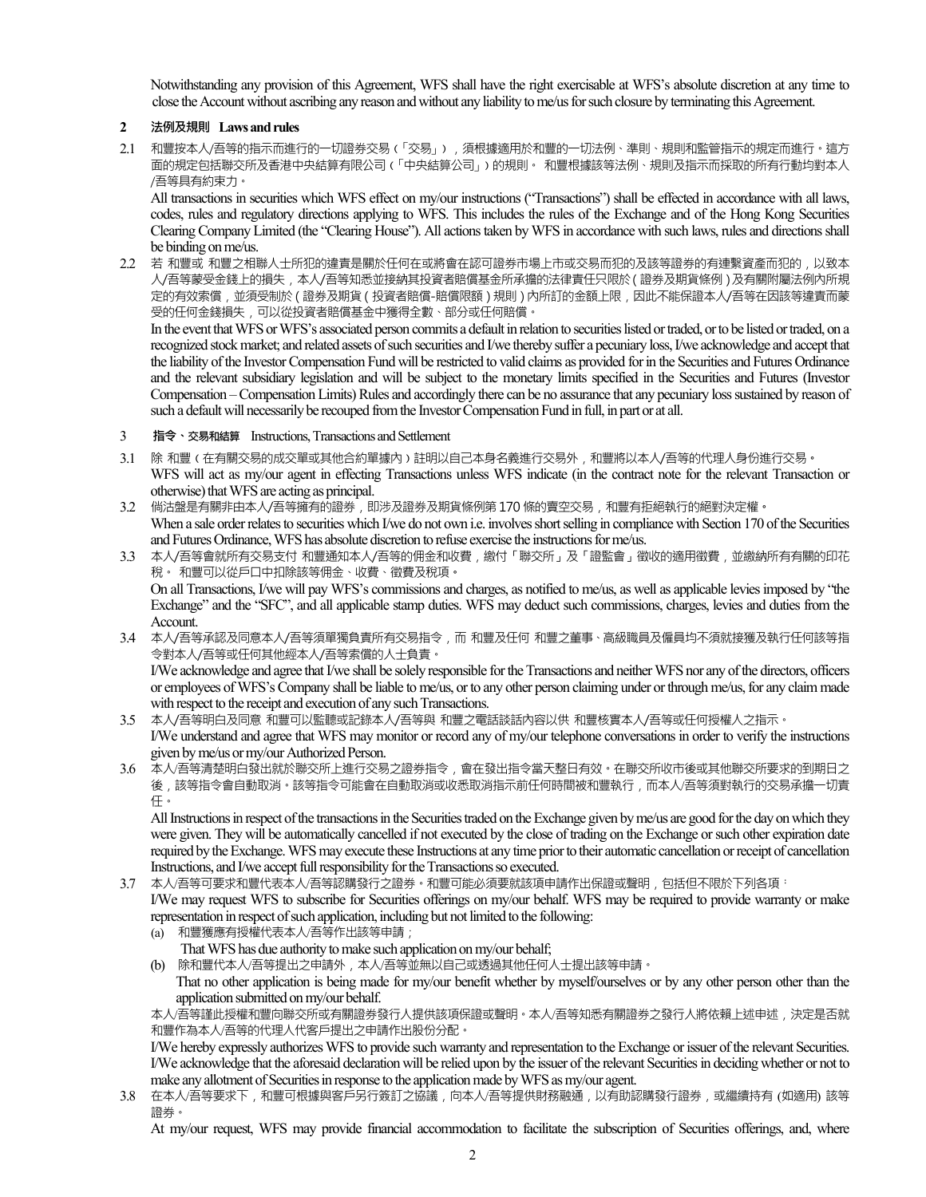Notwithstanding any provision of this Agreement, WFS shall have the right exercisable at WFS's absolute discretion at any time to close the Account without ascribing any reason and without any liability to me/us for such closure by terminating this Agreement.

## 2 法例及規則 Laws and rules

2.1 和豐按本人/吾等的指示而進行的一切證券交易（「交易」），須根據適用於和豐的一切法例、準則、規則和監管指示的規定而進行。這方面的規定包括聯交所及香港中央結算有限公司（「中央結算公司」）的規則。 和豐根據該等法例、規則及指示而採取的所有行動均對本人/吾等具有約束力。

All transactions in securities which WFS effect on my/our instructions ("Transactions") shall be effected in accordance with all laws, codes, rules and regulatory directions applying to WFS. This includes the rules of the Exchange and of the Hong Kong Securities Clearing Company Limited (the "Clearing House"). All actions taken by WFS in accordance with such laws, rules and directions shall be binding on me/us.

2.2 若 和豐或 和豐之相聯人士所犯的違責是關於任何在或將會在認可證券市場上市或交易而犯的及該等證券的有連繫資產而犯的，以致本人/吾等蒙受金錢上的損失，本人/吾等知悉並接納其投資者賠償基金所承擔的法律責任只限於（證券及期貨條例）及有關附屬法例內所規定的有效索償，並須受制於（證券及期貨（投資者賠償-賠償限額）規則）內所訂的金額上限，因此不能保證本人/吾等在因該等違責而蒙受的任何金錢損失，可以從投資者賠償基金中獲得全數、部分或任何賠償。

In the event that WFS or WFS's associated person commits a default in relation to securities listed or traded, or to be listed or traded, on a recognized stock market; and related assets of such securities and I/we thereby suffer a pecuniary loss, I/we acknowledge and accept that the liability of the Investor Compensation Fund will be restricted to valid claims as provided for in the Securities and Futures Ordinance and the relevant subsidiary legislation and will be subject to the monetary limits specified in the Securities and Futures (Investor Compensation – Compensation Limits) Rules and accordingly there can be no assurance that any pecuniary loss sustained by reason of such a default will necessarily be recouped from the Investor Compensation Fund in full, in part or at all.

## 3 指令、交易和結算 Instructions, Transactions and Settlement

3.1 除 和豐（在有關交易的成交單或其他合約單據內）註明以自己本身名義進行交易外，和豐將以本人/吾等的代理人身份進行交易。

WFS will act as my/our agent in effecting Transactions unless WFS indicate (in the contract note for the relevant Transaction or otherwise) that WFS are acting as principal.

3.2 倘沽盤是有關非由本人/吾等擁有的證券，即涉及證券及期貨條例第 170 條的賣空交易，和豐有拒絕執行的絕對決定權。

When a sale order relates to securities which I/we do not own i.e. involves short selling in compliance with Section 170 of the Securities and Futures Ordinance, WFS has absolute discretion to refuse exercise the instructions for me/us.

3.3 本人/吾等會就所有交易支付 和豐通知本人/吾等的佣金和收費，繳付「聯交所」及「證監會」徵收的適用徵費，並繳納所有有關的印花稅。 和豐可以從戶口中扣除該等佣金、收費、徵費及稅項。

On all Transactions, I/we will pay WFS's commissions and charges, as notified to me/us, as well as applicable levies imposed by "the Exchange" and the "SFC", and all applicable stamp duties. WFS may deduct such commissions, charges, levies and duties from the Account.

3.4 本人/吾等承認及同意本人/吾等須單獨負責所有交易指令，而 和豐及任何 和豐之董事、高級職員及僱員均不須就接獲及執行任何該等指令對本人/吾等或任何其他經本人/吾等索償的人士負責。

I/We acknowledge and agree that I/we shall be solely responsible for the Transactions and neither WFS nor any of the directors, officers or employees of WFS's Company shall be liable to me/us, or to any other person claiming under or through me/us, for any claim made with respect to the receipt and execution of any such Transactions.

3.5 本人/吾等明白及同意 和豐可以監聽或記錄本人/吾等與 和豐之電話談話內容以供 和豐核實本人/吾等或任何授權人之指示。

I/We understand and agree that WFS may monitor or record any of my/our telephone conversations in order to verify the instructions given by me/us or my/our Authorized Person.

3.6 本人/吾等清楚明白發出就於聯交所上進行交易之證券指令，會在發出指令當天整日有效。在聯交所收市後或其他聯交所要求的到期日之後，該等指令會自動取消。該等指令可能會在自動取消或收悉取消指示前任何時間被和豐執行，而本人/吾等須對執行的交易承擔一切責任。

All Instructions in respect of the transactions in the Securities traded on the Exchange given by me/us are good for the day on which they were given. They will be automatically cancelled if not executed by the close of trading on the Exchange or such other expiration date required by the Exchange. WFS may execute these Instructions at any time prior to their automatic cancellation or receipt of cancellation Instructions, and I/we accept full responsibility for the Transactions so executed.

3.7 本人/吾等可要求和豐代表本人/吾等認購發行之證券。和豐可能必須要就該項申請作出保證或聲明，包括但不限於下列各項：

I/We may request WFS to subscribe for Securities offerings on my/our behalf. WFS may be required to provide warranty or make representation in respect of such application, including but not limited to the following:

(a) 和豐獲應有授權代表本人/吾等作出該等申請；

That WFS has due authority to make such application on my/our behalf;

(b) 除和豐代本人/吾等提出之申請外，本人/吾等並無以自己或透過其他任何人士提出該等申請。

That no other application is being made for my/our benefit whether by myself/ourselves or by any other person other than the application submitted on my/our behalf.

本人/吾等謹此授權和豐向聯交所或有關證券發行人提供該項保證或聲明。本人/吾等知悉有關證券之發行人將依賴上述申述，決定是否就和豐作為本人/吾等的代理人代客戶提出之申請作出股份分配。

I/We hereby expressly authorizes WFS to provide such warranty and representation to the Exchange or issuer of the relevant Securities. I/We acknowledge that the aforesaid declaration will be relied upon by the issuer of the relevant Securities in deciding whether or not to make any allotment of Securities in response to the application made by WFS as my/our agent.

3.8 在本人/吾等要求下，和豐可根據與客戶另行簽訂之協議，向本人/吾等提供財務融通，以有助認購發行證券，或繼續持有 (如適用) 該等證券。

At my/our request, WFS may provide financial accommodation to facilitate the subscription of Securities offerings, and, where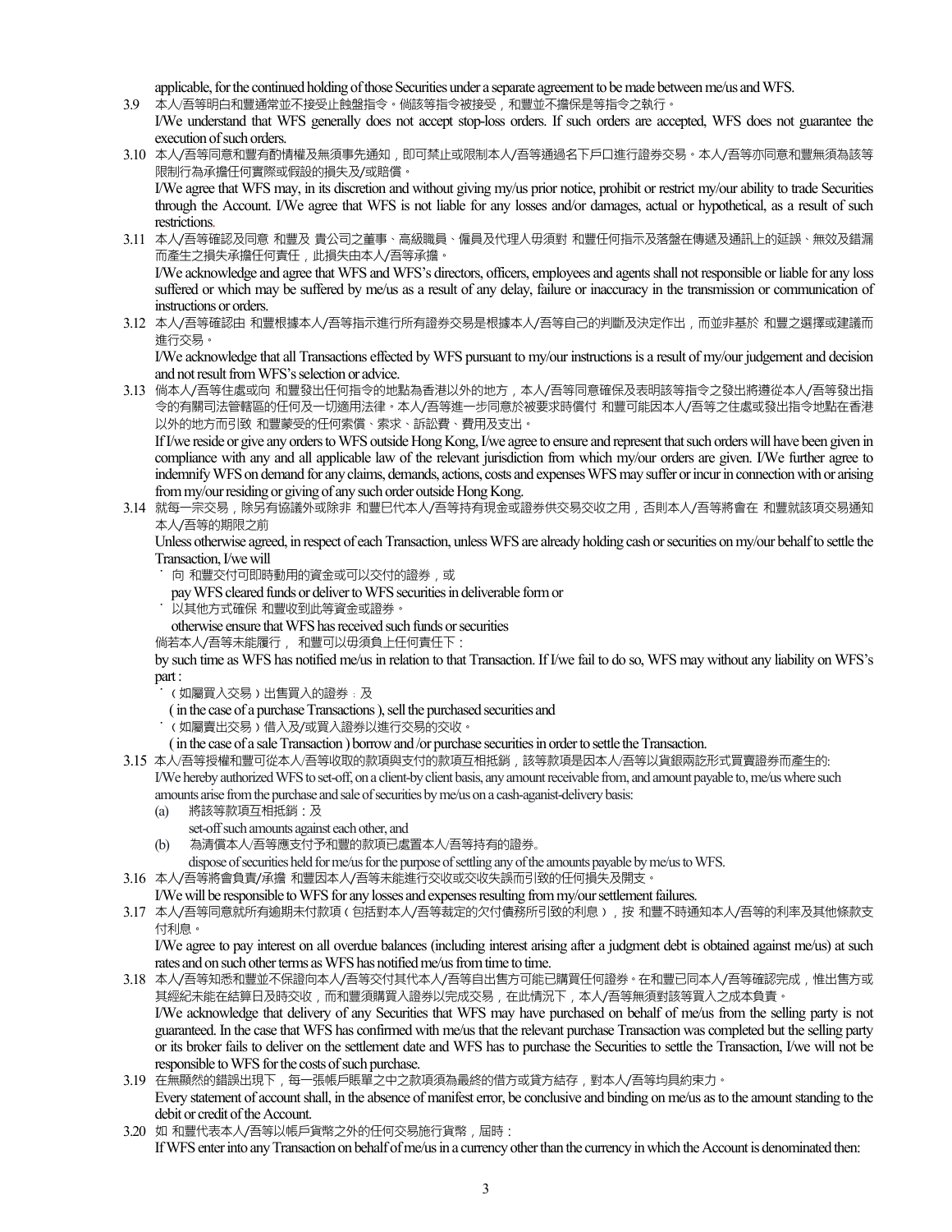applicable, for the continued holding of those Securities under a separate agreement to be made between me/us and WFS.

3.9 本人/吾等明白和豐通常並不接受止蝕盤指令。倘該等指令被接受，和豐並不擔保是等指令之執行。
I/We understand that WFS generally does not accept stop-loss orders. If such orders are accepted, WFS does not guarantee the execution of such orders.

3.10 本人/吾等同意和豐有酌情權及無須事先通知，即可禁止或限制本人/吾等通過名下戶口進行證券交易。本人/吾等亦同意和豐無須為該等限制行為承擔任何實際或假設的損失及/或賠償。
I/We agree that WFS may, in its discretion and without giving my/us prior notice, prohibit or restrict my/our ability to trade Securities through the Account. I/We agree that WFS is not liable for any losses and/or damages, actual or hypothetical, as a result of such restrictions.

3.11 本人/吾等確認及同意 和豐及 貴公司之董事、高級職員、僱員及代理人毋須對 和豐任何指示及落盤在傳遞及通訊上的延誤、無效及錯漏而產生之損失承擔任何責任，此損失由本人/吾等承擔。
I/We acknowledge and agree that WFS and WFS's directors, officers, employees and agents shall not responsible or liable for any loss suffered or which may be suffered by me/us as a result of any delay, failure or inaccuracy in the transmission or communication of instructions or orders.

3.12 本人/吾等確認由 和豐根據本人/吾等指示進行所有證券交易是根據本人/吾等自己的判斷及決定作出，而並非基於 和豐之選擇或建議而進行交易。
I/We acknowledge that all Transactions effected by WFS pursuant to my/our instructions is a result of my/our judgement and decision and not result from WFS's selection or advice.

3.13 倘本人/吾等住處或向 和豐發出任何指令的地點為香港以外的地方，本人/吾等同意確保及表明該等指令之發出將遵從本人/吾等發出指令的有關司法管轄區的任何及一切適用法律。本人/吾等進一步同意於被要求時償付 和豐可能因本人/吾等之住處或發出指令地點在香港以外的地方而引致 和豐蒙受的任何索償、索求、訴訟費、費用及支出。
If I/we reside or give any orders to WFS outside Hong Kong, I/we agree to ensure and represent that such orders will have been given in compliance with any and all applicable law of the relevant jurisdiction from which my/our orders are given. I/We further agree to indemnify WFS on demand for any claims, demands, actions, costs and expenses WFS may suffer or incur in connection with or arising from my/our residing or giving of any such order outside Hong Kong.

3.14 就每一宗交易，除另有協議外或除非 和豐已代本人/吾等持有現金或證券供交易交收之用，否則本人/吾等將會在 和豐就該項交易通知本人/吾等的期限之前
Unless otherwise agreed, in respect of each Transaction, unless WFS are already holding cash or securities on my/our behalf to settle the Transaction, I/we will

- 向 和豐交付可即時動用的資金或可以交付的證券，或
  pay WFS cleared funds or deliver to WFS securities in deliverable form or
- 以其他方式確保 和豐收到此等資金或證券。
  otherwise ensure that WFS has received such funds or securities

倘若本人/吾等未能履行， 和豐可以毋須負上任何責任下：
by such time as WFS has notified me/us in relation to that Transaction. If I/we fail to do so, WFS may without any liability on WFS's part :

- （如屬買入交易）出售買入的證券；及
  ( in the case of a purchase Transactions ), sell the purchased securities and
- （如屬賣出交易）借入及/或買入證券以進行交易的交收。
  ( in the case of a sale Transaction ) borrow and /or purchase securities in order to settle the Transaction.

3.15 本人/吾等授權和豐可從本人/吾等收取的款項與支付的款項互相抵銷，該等款項是因本人/吾等以貨銀兩訖形式買賣證券而產生的:
I/We hereby authorized WFS to set-off, on a client-by client basis, any amount receivable from, and amount payable to, me/us where such amounts arise from the purchase and sale of securities by me/us on a cash-aganist-delivery basis:

(a) 將該等款項互相抵銷；及
set-off such amounts against each other, and

(b) 為清償本人/吾等應支付予和豐的款項已處置本人/吾等持有的證券。
dispose of securities held for me/us for the purpose of settling any of the amounts payable by me/us to WFS.

3.16 本人/吾等將會負責/承擔 和豐因本人/吾等未能進行交收或交收失誤而引致的任何損失及開支。
I/We will be responsible to WFS for any losses and expenses resulting from my/our settlement failures.

3.17 本人/吾等同意就所有逾期未付款項（包括對本人/吾等裁定的欠付債務所引致的利息），按 和豐不時通知本人/吾等的利率及其他條款支付利息。
I/We agree to pay interest on all overdue balances (including interest arising after a judgment debt is obtained against me/us) at such rates and on such other terms as WFS has notified me/us from time to time.

3.18 本人/吾等知悉和豐並不保證向本人/吾等交付其代本人/吾等自出售方可能已購買任何證券。在和豐已同本人/吾等確認完成，惟出售方或其經紀未能在結算日及時交收，而和豐須購買入證券以完成交易，在此情況下，本人/吾等無須對該等買入之成本負責。
I/We acknowledge that delivery of any Securities that WFS may have purchased on behalf of me/us from the selling party is not guaranteed. In the case that WFS has confirmed with me/us that the relevant purchase Transaction was completed but the selling party or its broker fails to deliver on the settlement date and WFS has to purchase the Securities to settle the Transaction, I/we will not be responsible to WFS for the costs of such purchase.

3.19 在無顯然的錯誤出現下，每一張帳戶賬單之中之款項須為最終的借方或貸方結存，對本人/吾等均具約束力。
Every statement of account shall, in the absence of manifest error, be conclusive and binding on me/us as to the amount standing to the debit or credit of the Account.

3.20 如 和豐代表本人/吾等以帳戶貨幣之外的任何交易施行貨幣，屆時：
If WFS enter into any Transaction on behalf of me/us in a currency other than the currency in which the Account is denominated then: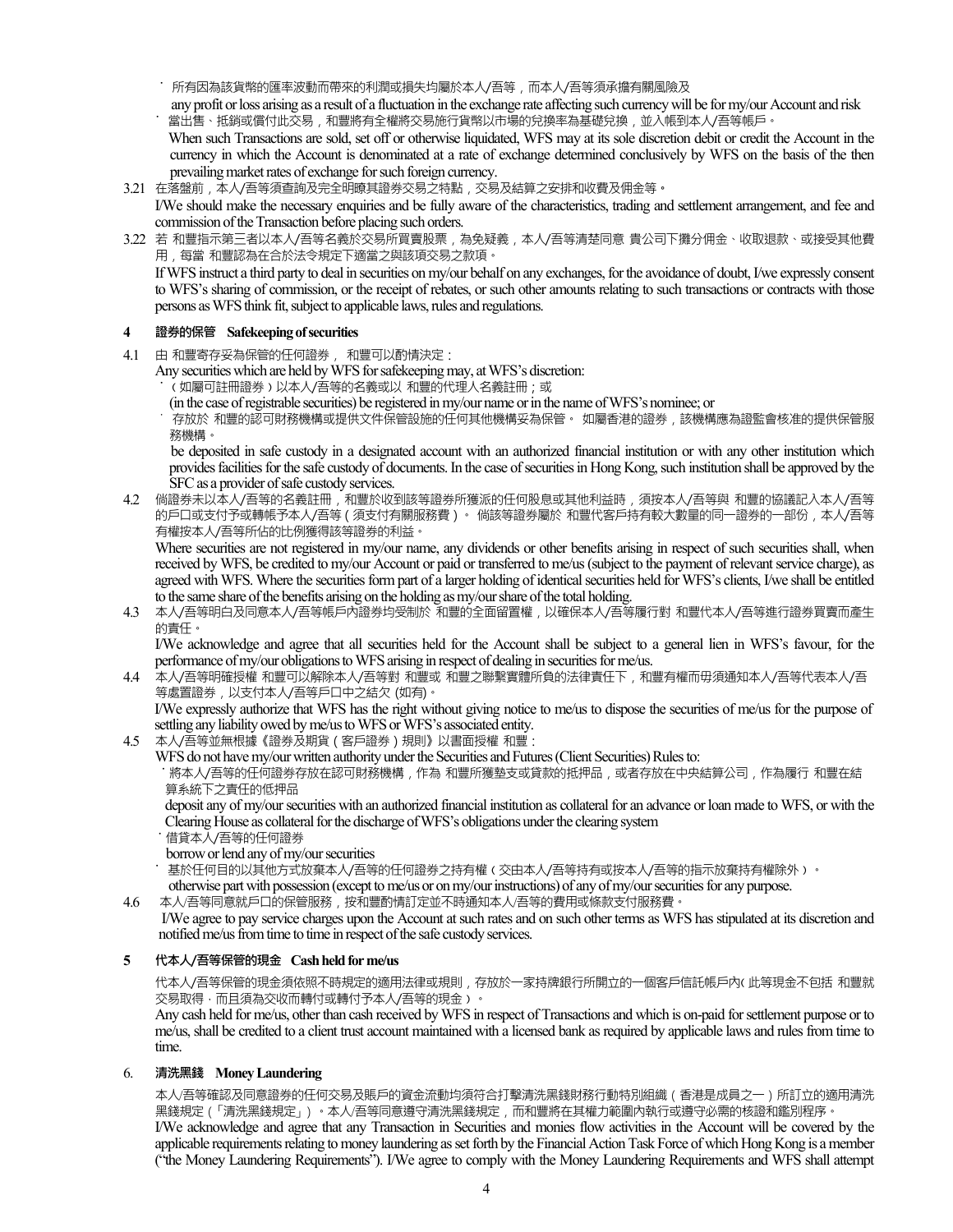- 所有因為該貨幣的匯率波動而帶來的利潤或損失均屬於本人/吾等，而本人/吾等須承擔有關風險及
  any profit or loss arising as a result of a fluctuation in the exchange rate affecting such currency will be for my/our Account and risk
- 當出售、抵銷或償付此交易，和豐將有全權將交易施行貨幣以市場的兌換率為基礎兌換，並入帳到本人/吾等帳戶。
  When such Transactions are sold, set off or otherwise liquidated, WFS may at its sole discretion debit or credit the Account in the currency in which the Account is denominated at a rate of exchange determined conclusively by WFS on the basis of the then prevailing market rates of exchange for such foreign currency.

3.21 在落盤前，本人/吾等須查詢及完全明瞭其證券交易之特點，交易及結算之安排和收費及佣金等。
I/We should make the necessary enquiries and be fully aware of the characteristics, trading and settlement arrangement, and fee and commission of the Transaction before placing such orders.

3.22 若 和豐指示第三者以本人/吾等名義於交易所買賣股票，為免疑義，本人/吾等清楚同意 貴公司下攤分佣金、收取退款、或接受其他費用，每當 和豐認為在合於法令規定下適當之與該項交易之款項。
If WFS instruct a third party to deal in securities on my/our behalf on any exchanges, for the avoidance of doubt, I/we expressly consent to WFS's sharing of commission, or the receipt of rebates, or such other amounts relating to such transactions or contracts with those persons as WFS think fit, subject to applicable laws, rules and regulations.

## 4 證券的保管 Safekeeping of securities

4.1 由 和豐寄存妥為保管的任何證券， 和豐可以酌情決定：
Any securities which are held by WFS for safekeeping may, at WFS's discretion:
- （如屬可註冊證券）以本人/吾等的名義或以 和豐的代理人名義註冊；或
  (in the case of registrable securities) be registered in my/our name or in the name of WFS's nominee; or
- 存放於 和豐的認可財務機構或提供文件保管設施的任何其他機構妥為保管。 如屬香港的證券，該機構應為證監會核准的提供保管服務機構。
  be deposited in safe custody in a designated account with an authorized financial institution or with any other institution which provides facilities for the safe custody of documents. In the case of securities in Hong Kong, such institution shall be approved by the SFC as a provider of safe custody services.

4.2 倘證券未以本人/吾等的名義註冊，和豐於收到該等證券所獲派的任何股息或其他利益時，須按本人/吾等與 和豐的協議記入本人/吾等的戶口或支付予或轉帳予本人/吾等（須支付有關服務費）。 倘該等證券屬於 和豐代客戶持有較大數量的同一證券的一部份，本人/吾等有權按本人/吾等所佔的比例獲得該等證券的利益。
Where securities are not registered in my/our name, any dividends or other benefits arising in respect of such securities shall, when received by WFS, be credited to my/our Account or paid or transferred to me/us (subject to the payment of relevant service charge), as agreed with WFS. Where the securities form part of a larger holding of identical securities held for WFS's clients, I/we shall be entitled to the same share of the benefits arising on the holding as my/our share of the total holding.

4.3 本人/吾等明白及同意本人/吾等帳戶內證券均受制於 和豐的全面留置權，以確保本人/吾等履行對 和豐代本人/吾等進行證券買賣而產生的責任。
I/We acknowledge and agree that all securities held for the Account shall be subject to a general lien in WFS's favour, for the performance of my/our obligations to WFS arising in respect of dealing in securities for me/us.

4.4 本人/吾等明確授權 和豐可以解除本人/吾等對 和豐或 和豐之聯繫實體所負的法律責任下，和豐有權而毋須通知本人/吾等代表本人/吾等處置證券，以支付本人/吾等戶口中之結欠 (如有)。
I/We expressly authorize that WFS has the right without giving notice to me/us to dispose the securities of me/us for the purpose of settling any liability owed by me/us to WFS or WFS's associated entity.

4.5 本人/吾等並無根據《證券及期貨（客戶證券）規則》以書面授權 和豐：
WFS do not have my/our written authority under the Securities and Futures (Client Securities) Rules to:
- 將本人/吾等的任何證券存放在認可財務機構，作為 和豐所獲墊支或貸款的抵押品，或者存放在中央結算公司，作為履行 和豐在結算系統下之責任的抵押品
  deposit any of my/our securities with an authorized financial institution as collateral for an advance or loan made to WFS, or with the Clearing House as collateral for the discharge of WFS's obligations under the clearing system
- 借貸本人/吾等的任何證券
  borrow or lend any of my/our securities
- 基於任何目的以其他方式放棄本人/吾等的任何證券之持有權（交由本人/吾等持有或按本人/吾等的指示放棄持有權除外）。
  otherwise part with possession (except to me/us or on my/our instructions) of any of my/our securities for any purpose.

4.6 本人/吾等同意就戶口的保管服務，按和豐酌情訂定並不時通知本人/吾等的費用或條款支付服務費。
I/We agree to pay service charges upon the Account at such rates and on such other terms as WFS has stipulated at its discretion and notified me/us from time to time in respect of the safe custody services.

## 5 代本人/吾等保管的現金 Cash held for me/us

代本人/吾等保管的現金須依照不時規定的適用法律或規則，存放於一家持牌銀行所開立的一個客戶信託帳戶內(此等現金不包括 和豐就交易取得，而且須為交收而轉付或轉付予本人/吾等的現金）。
Any cash held for me/us, other than cash received by WFS in respect of Transactions and which is on-paid for settlement purpose or to me/us, shall be credited to a client trust account maintained with a licensed bank as required by applicable laws and rules from time to time.

## 6. 清洗黑錢 Money Laundering

本人/吾等確認及同意證券的任何交易及賬戶的資金流動均須符合打擊清洗黑錢財務行動特別組織（香港是成員之一）所訂立的適用清洗黑錢規定（「清洗黑錢規定」）。本人/吾等同意遵守清洗黑錢規定，而和豐將在其權力範圍內執行或遵守必需的核證和鑑別程序。
I/We acknowledge and agree that any Transaction in Securities and monies flow activities in the Account will be covered by the applicable requirements relating to money laundering as set forth by the Financial Action Task Force of which Hong Kong is a member ("the Money Laundering Requirements"). I/We agree to comply with the Money Laundering Requirements and WFS shall attempt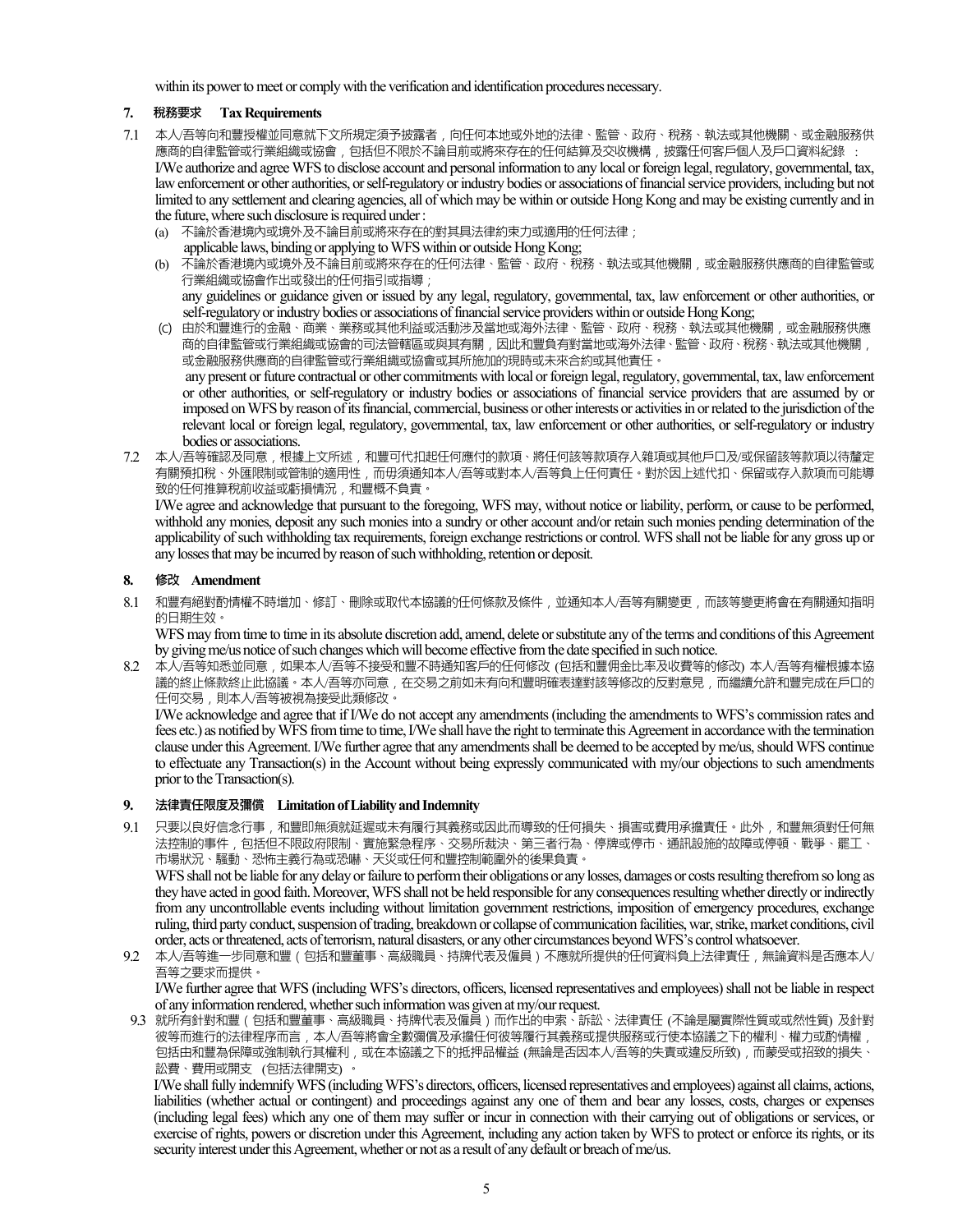within its power to meet or comply with the verification and identification procedures necessary.

## 7. 稅務要求 Tax Requirements

7.1 本人/吾等向和豐授權並同意就下文所規定須予披露者，向任何本地或外地的法律、監管、政府、稅務、執法或其他機關、或金融服務供應商的自律監管或行業組織或協會，包括但不限於不論目前或將來存在的任何結算及交收機構，披露任何客戶個人及戶口資料紀錄 ：

I/We authorize and agree WFS to disclose account and personal information to any local or foreign legal, regulatory, governmental, tax, law enforcement or other authorities, or self-regulatory or industry bodies or associations of financial service providers, including but not limited to any settlement and clearing agencies, all of which may be within or outside Hong Kong and may be existing currently and in the future, where such disclosure is required under :

(a) 不論於香港境內或境外及不論目前或將來存在的對其具法律約束力或適用的任何法律；
applicable laws, binding or applying to WFS within or outside Hong Kong;

(b) 不論於香港境內或境外及不論目前或將來存在的任何法律、監管、政府、稅務、執法或其他機關，或金融服務供應商的自律監管或行業組織或協會作出或發出的任何指引或指導；
any guidelines or guidance given or issued by any legal, regulatory, governmental, tax, law enforcement or other authorities, or self-regulatory or industry bodies or associations of financial service providers within or outside Hong Kong;

(c) 由於和豐進行的金融、商業、業務或其他利益或活動涉及當地或海外法律、監管、政府、稅務、執法或其他機關，或金融服務供應商的自律監管或行業組織或協會的司法管轄區或與其有關，因此和豐負有對當地或海外法律、監管、政府、稅務、執法或其他機關，或金融服務供應商的自律監管或行業組織或協會或其所施加的現時或未來合約或其他責任。
any present or future contractual or other commitments with local or foreign legal, regulatory, governmental, tax, law enforcement or other authorities, or self-regulatory or industry bodies or associations of financial service providers that are assumed by or imposed on WFS by reason of its financial, commercial, business or other interests or activities in or related to the jurisdiction of the relevant local or foreign legal, regulatory, governmental, tax, law enforcement or other authorities, or self-regulatory or industry bodies or associations.

7.2 本人/吾等確認及同意，根據上文所述，和豐可代扣起任何應付的款項、將任何該等款項存入雜項或其他戶口及/或保留該等款項以待釐定有關預扣稅、外匯限制或管制的適用性，而毋須通知本人/吾等或對本人/吾等負上任何責任。對於因上述代扣、保留或存入款項而可能導致的任何推算稅前收益或虧損情況，和豐概不負責。

I/We agree and acknowledge that pursuant to the foregoing, WFS may, without notice or liability, perform, or cause to be performed, withhold any monies, deposit any such monies into a sundry or other account and/or retain such monies pending determination of the applicability of such withholding tax requirements, foreign exchange restrictions or control. WFS shall not be liable for any gross up or any losses that may be incurred by reason of such withholding, retention or deposit.

## 8. 修改 Amendment

8.1 和豐有絕對酌情權不時增加、修訂、刪除或取代本協議的任何條款及條件，並通知本人/吾等有關變更，而該等變更將會在有關通知指明的日期生效。

WFS may from time to time in its absolute discretion add, amend, delete or substitute any of the terms and conditions of this Agreement by giving me/us notice of such changes which will become effective from the date specified in such notice.

8.2 本人/吾等知悉並同意，如果本人/吾等不接受和豐不時通知客戶的任何修改 (包括和豐佣金比率及收費等的修改) 本人/吾等有權根據本協議的終止條款終止此協議。本人/吾等亦同意，在交易之前如未有向和豐明確表達對該等修改的反對意見，而繼續允許和豐完成在戶口的任何交易，則本人/吾等被視為接受此類修改。

I/We acknowledge and agree that if I/We do not accept any amendments (including the amendments to WFS's commission rates and fees etc.) as notified by WFS from time to time, I/We shall have the right to terminate this Agreement in accordance with the termination clause under this Agreement. I/We further agree that any amendments shall be deemed to be accepted by me/us, should WFS continue to effectuate any Transaction(s) in the Account without being expressly communicated with my/our objections to such amendments prior to the Transaction(s).

## 9. 法律責任限度及彌償 Limitation of Liability and Indemnity

9.1 只要以良好信念行事，和豐即無須就延遲或未有履行其義務或因此而導致的任何損失、損害或費用承擔責任。此外，和豐無須對任何無法控制的事件，包括但不限於政府限制、實施緊急程序、交易所裁決、第三者行為、停牌或停市、通訊設施的故障或停頓、戰爭、罷工、市場狀況、騷動、恐怖主義行為或恐嚇、天災或任何和豐控制範圍外的後果負責。

WFS shall not be liable for any delay or failure to perform their obligations or any losses, damages or costs resulting therefrom so long as they have acted in good faith. Moreover, WFS shall not be held responsible for any consequences resulting whether directly or indirectly from any uncontrollable events including without limitation government restrictions, imposition of emergency procedures, exchange ruling, third party conduct, suspension of trading, breakdown or collapse of communication facilities, war, strike, market conditions, civil order, acts or threatened, acts of terrorism, natural disasters, or any other circumstances beyond WFS's control whatsoever.

9.2 本人/吾等進一步同意和豐（包括和豐董事、高級職員、持牌代表及僱員）不應就所提供的任何資料負上法律責任，無論資料是否應本人/吾等之要求而提供。

I/We further agree that WFS (including WFS's directors, officers, licensed representatives and employees) shall not be liable in respect of any information rendered, whether such information was given at my/our request.

9.3 就所有針對和豐（包括和豐董事、高級職員、持牌代表及僱員）而作出的申索、訴訟、法律責任 (不論是屬實際性質或或然性質) 及針對彼等而進行的法律程序而言，本人/吾等將會全數彌償及承擔任何彼等履行其義務或提供服務或行使本協議之下的權利、權力或酌情權，包括由和豐為保障或強制執行其權利，或在本協議之下的抵押品權益 (無論是否因本人/吾等的失責或違反所致)，而蒙受或招致的損失、訟費、費用或開支 (包括法律開支) 。

I/We shall fully indemnify WFS (including WFS's directors, officers, licensed representatives and employees) against all claims, actions, liabilities (whether actual or contingent) and proceedings against any one of them and bear any losses, costs, charges or expenses (including legal fees) which any one of them may suffer or incur in connection with their carrying out of obligations or services, or exercise of rights, powers or discretion under this Agreement, including any action taken by WFS to protect or enforce its rights, or its security interest under this Agreement, whether or not as a result of any default or breach of me/us.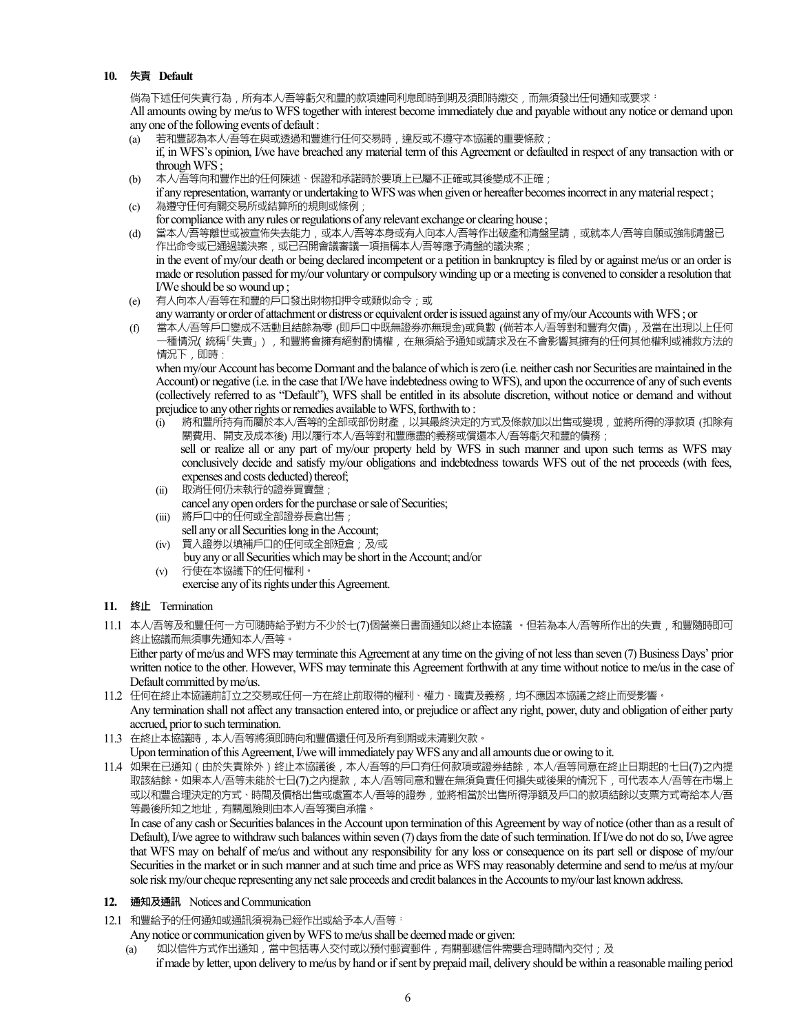**10. 失責 Default**

倘為下述任何失責行為，所有本人/吾等虧欠和豐的款項連同利息即時到期及須即時繳交，而無須發出任何通知或要求：
All amounts owing by me/us to WFS together with interest become immediately due and payable without any notice or demand upon any one of the following events of default :

(a) 若和豐認為本人/吾等在與或透過和豐進行任何交易時，違反或不遵守本協議的重要條款；
if, in WFS's opinion, I/we have breached any material term of this Agreement or defaulted in respect of any transaction with or through WFS ;

(b) 本人/吾等向和豐作出的任何陳述、保證和承諾時於要項上已屬不正確或其後變成不正確；
if any representation, warranty or undertaking to WFS was when given or hereafter becomes incorrect in any material respect ;

(c) 為遵守任何有關交易所或結算所的規則或條例；
for compliance with any rules or regulations of any relevant exchange or clearing house ;

(d) 當本人/吾等離世或被宣佈失去能力，或本人/吾等本身或有人向本人/吾等作出破產和清盤呈請，或就本人/吾等自願或強制清盤已作出命令或已通過議決案，或已召開會議審議一項指稱本人/吾等應予清盤的議決案；
in the event of my/our death or being declared incompetent or a petition in bankruptcy is filed by or against me/us or an order is made or resolution passed for my/our voluntary or compulsory winding up or a meeting is convened to consider a resolution that I/We should be so wound up ;

(e) 有人向本人/吾等在和豐的戶口發出財物扣押令或類似命令；或
any warranty or order of attachment or distress or equivalent order is issued against any of my/our Accounts with WFS ; or

(f) 當本人/吾等戶口變成不活動且結餘為零 (即戶口中既無證券亦無現金)或負數 (倘若本人/吾等對和豐有欠債)，及當在出現以上任何一種情況( 統稱「失責」)，和豐將會擁有絕對酌情權，在無須給予通知或請求及在不會影響其擁有的任何其他權利或補救方法的情況下，即時：
when my/our Account has become Dormant and the balance of which is zero (i.e. neither cash nor Securities are maintained in the Account) or negative (i.e. in the case that I/We have indebtedness owing to WFS), and upon the occurrence of any of such events (collectively referred to as "Default"), WFS shall be entitled in its absolute discretion, without notice or demand and without prejudice to any other rights or remedies available to WFS, forthwith to :

   (i) 將和豐所持有而屬於本人/吾等的全部或部份財產，以其最終決定的方式及條款加以出售或變現，並將所得的淨款項 (扣除有關費用、開支及成本後) 用以履行本人/吾等對和豐應盡的義務或償還本人/吾等虧欠和豐的債務；
   sell or realize all or any part of my/our property held by WFS in such manner and upon such terms as WFS may conclusively decide and satisfy my/our obligations and indebtedness towards WFS out of the net proceeds (with fees, expenses and costs deducted) thereof;

   (ii) 取消任何仍未執行的證券買賣盤；
   cancel any open orders for the purchase or sale of Securities;

   (iii) 將戶口中的任何或全部證券長倉出售；
   sell any or all Securities long in the Account;

   (iv) 買入證券以填補戶口的任何或全部短倉；及/或
   buy any or all Securities which may be short in the Account; and/or

   (v) 行使在本協議下的任何權利。
   exercise any of its rights under this Agreement.

**11. 終止 Termination**

11.1 本人/吾等及和豐任何一方可隨時給予對方不少於七(7)個營業日書面通知以終止本協議 。但若為本人/吾等所作出的失責，和豐隨時即可終止協議而無須事先通知本人/吾等。
Either party of me/us and WFS may terminate this Agreement at any time on the giving of not less than seven (7) Business Days' prior written notice to the other. However, WFS may terminate this Agreement forthwith at any time without notice to me/us in the case of Default committed by me/us.

11.2 任何在終止本協議前訂立之交易或任何一方在終止前取得的權利、權力、職責及義務，均不應因本協議之終止而受影響。
Any termination shall not affect any transaction entered into, or prejudice or affect any right, power, duty and obligation of either party accrued, prior to such termination.

11.3 在終止本協議時，本人/吾等將須即時向和豐償還任何及所有到期或未清剿欠款。
Upon termination of this Agreement, I/we will immediately pay WFS any and all amounts due or owing to it.

11.4 如果在已通知（由於失責除外）終止本協議後，本人/吾等的戶口有任何款項或證券結餘，本人/吾等同意在終止日期起的七日(7)之內提取該結餘。如果本人/吾等未能於七日(7)之內提款，本人/吾等同意和豐在無須負責任何損失或後果的情況下，可代表本人/吾等在市場上或以和豐合理決定的方式、時間及價格出售或處置本人/吾等的證券，並將相當於出售所得淨額及戶口的款項結餘以支票方式寄給本人/吾等最後所知之地址，有關風險則由本人/吾等獨自承擔。
In case of any cash or Securities balances in the Account upon termination of this Agreement by way of notice (other than as a result of Default), I/we agree to withdraw such balances within seven (7) days from the date of such termination. If I/we do not do so, I/we agree that WFS may on behalf of me/us and without any responsibility for any loss or consequence on its part sell or dispose of my/our Securities in the market or in such manner and at such time and price as WFS may reasonably determine and send to me/us at my/our sole risk my/our cheque representing any net sale proceeds and credit balances in the Accounts to my/our last known address.

**12. 通知及通訊 Notices and Communication**

12.1 和豐給予的任何通知或通訊須視為已經作出或給予本人/吾等：
Any notice or communication given by WFS to me/us shall be deemed made or given:

(a) 如以信件方式作出通知，當中包括專人交付或以預付郵資郵件，有關郵遞信件需要合理時間內交付；及
if made by letter, upon delivery to me/us by hand or if sent by prepaid mail, delivery should be within a reasonable mailing period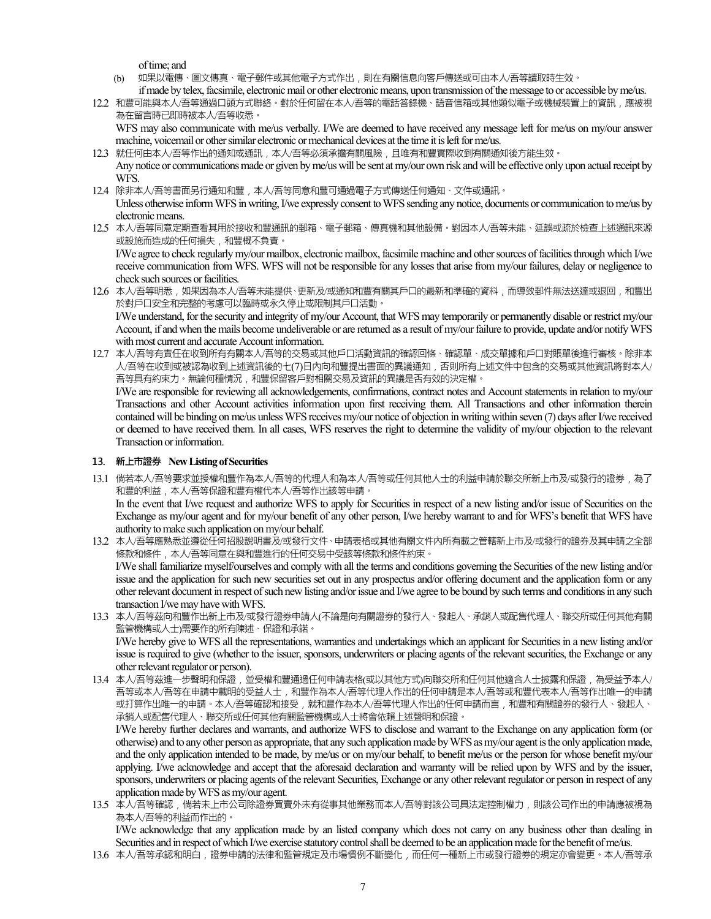of time; and

(b) 如果以電傳、圖文傳真、電子郵件或其他電子方式作出，則在有關信息向客戶傳送或可由本人/吾等讀取時生效。
if made by telex, facsimile, electronic mail or other electronic means, upon transmission of the message to or accessible by me/us.

12.2 和豐可能與本人/吾等通過口頭方式聯絡。對於任何留在本人/吾等的電話答錄機、語音信箱或其他類似電子或機械裝置上的資訊，應被視為在留言時已即時被本人/吾等收悉。
WFS may also communicate with me/us verbally. I/We are deemed to have received any message left for me/us on my/our answer machine, voicemail or other similar electronic or mechanical devices at the time it is left for me/us.

12.3 就任何由本人/吾等作出的通知或通訊，本人/吾等必須承擔有關風險，且唯有和豐實際收到有關通知後方能生效。
Any notice or communications made or given by me/us will be sent at my/our own risk and will be effective only upon actual receipt by WFS.

12.4 除非本人/吾等書面另行通知和豐，本人/吾等同意和豐可通過電子方式傳送任何通知、文件或通訊。
Unless otherwise inform WFS in writing, I/we expressly consent to WFS sending any notice, documents or communication to me/us by electronic means.

12.5 本人/吾等同意定期查看其用於接收和豐通訊的郵箱、電子郵箱、傳真機和其他設備。對因本人/吾等未能、延誤或疏於檢查上述通訊來源或設施而造成的任何損失，和豐概不負責。
I/We agree to check regularly my/our mailbox, electronic mailbox, facsimile machine and other sources of facilities through which I/we receive communication from WFS. WFS will not be responsible for any losses that arise from my/our failures, delay or negligence to check such sources or facilities.

12.6 本人/吾等明悉，如果因為本人/吾等未能提供、更新及/或通知和豐有關其戶口的最新和準確的資料，而導致郵件無法送達或退回，和豐出於對戶口安全和完整的考慮可以臨時或永久停止或限制其戶口活動。
I/We understand, for the security and integrity of my/our Account, that WFS may temporarily or permanently disable or restrict my/our Account, if and when the mails become undeliverable or are returned as a result of my/our failure to provide, update and/or notify WFS with most current and accurate Account information.

12.7 本人/吾等有責任在收到所有有關本人/吾等的交易或其他戶口活動資訊的確認回條、確認單、成交單據和戶口對賬單後進行審核。除非本人/吾等在收到或被認為收到上述資訊後的七(7)日內向和豐提出書面的異議通知，否則所有上述文件中包含的交易或其他資訊將對本人/吾等具有約束力。無論何種情況，和豐保留客戶對相關交易及資訊的異議是否有效的決定權。
I/We are responsible for reviewing all acknowledgements, confirmations, contract notes and Account statements in relation to my/our Transactions and other Account activities information upon first receiving them. All Transactions and other information therein contained will be binding on me/us unless WFS receives my/our notice of objection in writing within seven (7) days after I/we received or deemed to have received them. In all cases, WFS reserves the right to determine the validity of my/our objection to the relevant Transaction or information.

## 13. 新上市證券 New Listing of Securities

13.1 倘若本人/吾等要求並授權和豐作為本人/吾等的代理人和為本人/吾等或任何其他人士的利益申請於聯交所新上市及/或發行的證券，為了和豐的利益，本人/吾等保證和豐有權代本人/吾等作出該等申請。
In the event that I/we request and authorize WFS to apply for Securities in respect of a new listing and/or issue of Securities on the Exchange as my/our agent and for my/our benefit of any other person, I/we hereby warrant to and for WFS's benefit that WFS have authority to make such application on my/our behalf.

13.2 本人/吾等應熟悉並遵從任何招股說明書及/或發行文件、申請表格或其他有關文件內所有載之管轄新上市及/或發行的證券及其申請之全部條款和條件，本人/吾等同意在與和豐進行的任何交易中受該等條款和條件約束。
I/We shall familiarize myself/ourselves and comply with all the terms and conditions governing the Securities of the new listing and/or issue and the application for such new securities set out in any prospectus and/or offering document and the application form or any other relevant document in respect of such new listing and/or issue and I/we agree to be bound by such terms and conditions in any such transaction I/we may have with WFS.

13.3 本人/吾等茲向和豐作出新上市及/或發行證券申請人(不論是向有關證券的發行人、發起人、承銷人或配售代理人、聯交所或任何其他有關監管機構或人士)需要作的所有陳述、保證和承諾。
I/We hereby give to WFS all the representations, warranties and undertakings which an applicant for Securities in a new listing and/or issue is required to give (whether to the issuer, sponsors, underwriters or placing agents of the relevant securities, the Exchange or any other relevant regulator or person).

13.4 本人/吾等茲進一步聲明和保證，並受權和豐通過任何申請表格(或以其他方式)向聯交所和任何其他適合人士披露和保證，為受益予本人/吾等或本人/吾等在申請中載明的受益人士，和豐作為本人/吾等代理人作出的任何申請是本人/吾等或和豐代表本人/吾等作出唯一的申請或打算作出唯一的申請。本人/吾等確認和接受，就和豐作為本人/吾等代理人作出的任何申請而言，和豐和有關證券的發行人、發起人、承銷人或配售代理人、聯交所或任何其他有關監管機構或人士將會依賴上述聲明和保證。
I/We hereby further declares and warrants, and authorize WFS to disclose and warrant to the Exchange on any application form (or otherwise) and to any other person as appropriate, that any such application made by WFS as my/our agent is the only application made, and the only application intended to be made, by me/us or on my/our behalf, to benefit me/us or the person for whose benefit my/our applying. I/we acknowledge and accept that the aforesaid declaration and warranty will be relied upon by WFS and by the issuer, sponsors, underwriters or placing agents of the relevant Securities, Exchange or any other relevant regulator or person in respect of any application made by WFS as my/our agent.

13.5 本人/吾等確認，倘若未上市公司除證券買賣外未有從事其他業務而本人/吾等對該公司具法定控制權力，則該公司作出的申請應被視為為本人/吾等的利益而作出的。
I/We acknowledge that any application made by an listed company which does not carry on any business other than dealing in Securities and in respect of which I/we exercise statutory control shall be deemed to be an application made for the benefit of me/us.

13.6 本人/吾等承認和明白，證券申請的法律和監管規定及市場慣例不斷變化，而任何一種新上市或發行證券的規定亦會變更。本人/吾等承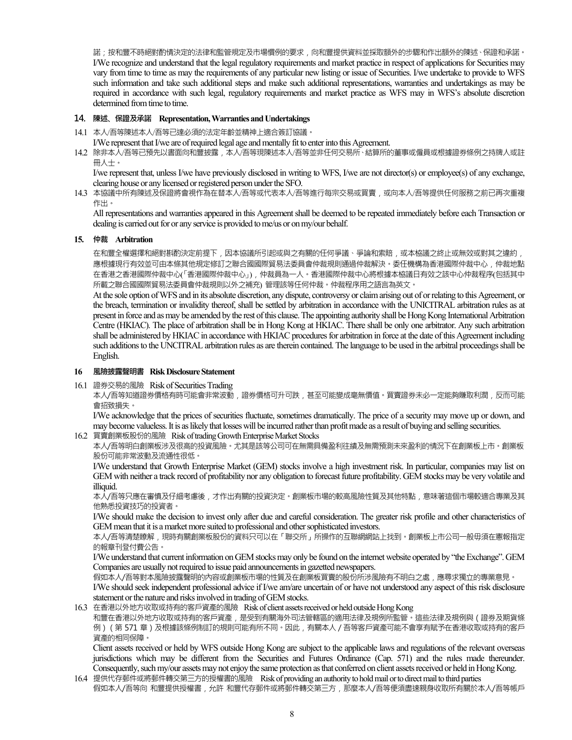諾；按和豐不時絕對酌情決定的法律和監管規定及市場慣例的要求，向和豐提供資料並採取額外的步驟和作出額外的陳述、保證和承諾。
I/We recognize and understand that the legal regulatory requirements and market practice in respect of applications for Securities may vary from time to time as may the requirements of any particular new listing or issue of Securities. I/we undertake to provide to WFS such information and take such additional steps and make such additional representations, warranties and undertakings as may be required in accordance with such legal, regulatory requirements and market practice as WFS may in WFS's absolute discretion determined from time to time.

### 14. 陳述、保證及承諾 Representation, Warranties and Undertakings

14.1 本人/吾等陳述本人/吾等已達必須的法定年齡並精神上適合簽訂協議。
I/We represent that I/We are of required legal age and mentally fit to enter into this Agreement.

14.2 除非本人/吾等已預先以書面向和豐披露，本人/吾等現陳述本人/吾等並非任何交易所、結算所的董事或僱員或根據證券條例之持牌人或註冊人士。
I/we represent that, unless I/we have previously disclosed in writing to WFS, I/we are not director(s) or employee(s) of any exchange, clearing house or any licensed or registered person under the SFO.

14.3 本協議中所有陳述及保證將會視作為在替本人/吾等或代表本人/吾等進行每宗交易或買賣，或向本人/吾等提供任何服務之前已再次重複作出。
All representations and warranties appeared in this Agreement shall be deemed to be repeated immediately before each Transaction or dealing is carried out for or any service is provided to me/us or on my/our behalf.

### 15. 仲裁 Arbitration

在和豐全權選擇和絕對斟酌決定前提下，因本協議所引起或與之有關的任何爭議、爭論和索賠，或本協議之終止或無效或對其之違約，應根據現行有效並可由本條其他規定修訂之聯合國國際貿易法委員會仲裁規則通過仲裁解決。委任機構為香港國際仲裁中心，仲裁地點在香港之香港國際仲裁中心(「香港國際仲裁中心」)，仲裁員為一人。香港國際仲裁中心將根據本協議日有效之該中心仲裁程序(包括其中所載之聯合國國際貿易法委員會仲裁規則以外之補充) 管理該等任何仲裁。仲裁程序用之語言為英文。
At the sole option of WFS and in its absolute discretion, any dispute, controversy or claim arising out of or relating to this Agreement, or the breach, termination or invalidity thereof, shall be settled by arbitration in accordance with the UNICITRAL arbitration rules as at present in force and as may be amended by the rest of this clause. The appointing authority shall be Hong Kong International Arbitration Centre (HKIAC). The place of arbitration shall be in Hong Kong at HKIAC. There shall be only one arbitrator. Any such arbitration shall be administered by HKIAC in accordance with HKIAC procedures for arbitration in force at the date of this Agreement including such additions to the UNCITRAL arbitration rules as are therein contained. The language to be used in the arbitral proceedings shall be English.

### 16 風險披露聲明書 Risk Disclosure Statement

16.1 證券交易的風險 Risk of Securities Trading
本人/吾等知道證券價格有時可能會非常波動，證券價格可升可跌，甚至可能變成毫無價值。買賣證券未必一定能夠賺取利潤，反而可能會招致損失。
I/We acknowledge that the prices of securities fluctuate, sometimes dramatically. The price of a security may move up or down, and may become valueless. It is as likely that losses will be incurred rather than profit made as a result of buying and selling securities.

16.2 買賣創業板股份的風險 Risk of trading Growth Enterprise Market Stocks
本人/吾等明白創業板涉及很高的投資風險。尤其是該等公司可在無需具備盈利往績及無需預測未來盈利的情況下在創業板上市。創業板股份可能非常波動及流通性很低。
I/We understand that Growth Enterprise Market (GEM) stocks involve a high investment risk. In particular, companies may list on GEM with neither a track record of profitability nor any obligation to forecast future profitability. GEM stocks may be very volatile and illiquid.
本人/吾等只應在審慎及仔細考慮後，才作出有關的投資決定。創業板市場的較高風險性質及其他特點，意味著這個市場較適合專業及其他熟悉投資技巧的投資者。
I/We should make the decision to invest only after due and careful consideration. The greater risk profile and other characteristics of GEM mean that it is a market more suited to professional and other sophisticated investors.
本人/吾等清楚瞭解，現時有關創業板股份的資料只可以在「聯交所」所操作的互聯網網站上找到。創業板上市公司一般毋須在憲報指定的報章刊登付費公告。
I/We understand that current information on GEM stocks may only be found on the internet website operated by "the Exchange". GEM Companies are usually not required to issue paid announcements in gazetted newspapers.
假如本人/吾等對本風險披露聲明的內容或創業板市場的性質及在創業板買賣的股份所涉風險有不明白之處，應尋求獨立的專業意見。
I/We should seek independent professional advice if I/we am/are uncertain of or have not understood any aspect of this risk disclosure statement or the nature and risks involved in trading of GEM stocks.

16.3 在香港以外地方收取或持有的客戶資產的風險 Risk of client assets received or held outside Hong Kong
和豐在香港以外地方收取或持有的客戶資產，是受到有關海外司法管轄區的適用法律及規例所監管。這些法律及規例與（證券及期貨條例）（第 571 章）及根據該條例制訂的規則可能有所不同。因此，有關本人 / 吾等客戶資產可能不會享有賦予在香港收取或持有的客戶資產的相同保障。
Client assets received or held by WFS outside Hong Kong are subject to the applicable laws and regulations of the relevant overseas jurisdictions which may be different from the Securities and Futures Ordinance (Cap. 571) and the rules made thereunder. Consequently, such my/our assets may not enjoy the same protection as that conferred on client assets received or held in Hong Kong.

16.4 提供代存郵件或將郵件轉交第三方的授權書的風險 Risk of providing an authority to hold mail or to direct mail to third parties
假如本人/吾等向 和豐提供授權書，允許 和豐代存郵件或將郵件轉交第三方，那麼本人/吾等便須盡速親身收取所有關於本人/吾等帳戶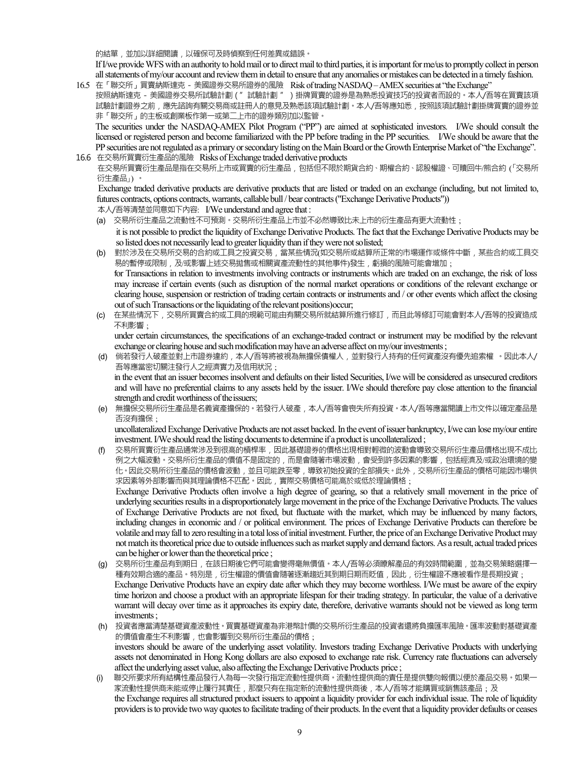的結單，並加以詳細閱讀，以確保可及時偵察到任何差異或錯誤。

If I/we provide WFS with an authority to hold mail or to direct mail to third parties, it is important for me/us to promptly collect in person all statements of my/our account and review them in detail to ensure that any anomalies or mistakes can be detected in a timely fashion.

16.5 在「聯交所」買賣納斯達克－美國證券交易所證券的風險 Risk of trading NASDAQ – AMEX securities at "the Exchange"

按照納斯達克－美國證券交易所試驗計劃（"試驗計劃"）掛牌買賣的證券是為熟悉投資技巧的投資者而設的。本人/吾等在買賣該項試驗計劃證券之前，應先諮詢有關交易商或註冊人的意見及熟悉該項試驗計劃。本人/吾等應知悉，按照該項試驗計劃掛牌買賣的證券並非「聯交所」的主板或創業板作第一或第二上市的證券類別加以監管。

The securities under the NASDAQ-AMEX Pilot Program ("PP") are aimed at sophisticated investors. I/We should consult the licensed or registered person and become familiarized with the PP before trading in the PP securities. I/We should be aware that the PP securities are not regulated as a primary or secondary listing on the Main Board or the Growth Enterprise Market of "the Exchange".

16.6 在交易所買賣衍生產品的風險 Risks of Exchange traded derivative products

在交易所買賣衍生產品是指在交易所上市或買賣的衍生產品，包括但不限於期貨合約、期權合約、認股權證、可贖回牛/熊合約（「交易所衍生產品」）。

Exchange traded derivative products are derivative products that are listed or traded on an exchange (including, but not limited to, futures contracts, options contracts, warrants, callable bull / bear contracts ("Exchange Derivative Products"))

本人/吾等清楚並同意如下內容: I/We understand and agree that :

(a) 交易所衍生產品之流動性不可預測。交易所衍生產品上市並不必然導致比未上市的衍生產品有更大流動性；

it is not possible to predict the liquidity of Exchange Derivative Products. The fact that the Exchange Derivative Products may be so listed does not necessarily lead to greater liquidity than if they were not so listed;

(b) 對於涉及在交易所交易的合約或工具之投資交易，當某些情況(如交易所或結算所正常的市場運作或條件中斷，某些合約或工具交易的暫停或限制，及/或影響上述交易拋售或相關資產流動性的其他事件)發生，虧損的風險可能會增加；

for Transactions in relation to investments involving contracts or instruments which are traded on an exchange, the risk of loss may increase if certain events (such as disruption of the normal market operations or conditions of the relevant exchange or clearing house, suspension or restriction of trading certain contracts or instruments and / or other events which affect the closing out of such Transactions or the liquidating of the relevant positions)occur;

(c) 在某些情況下，交易所買賣合約或工具的規範可能由有關交易所就結算所進行修訂，而且此等修訂可能會對本人/吾等的投資造成不利影響；

under certain circumstances, the specifications of an exchange-traded contract or instrument may be modified by the relevant exchange or clearing house and such modification may have an adverse affect on my/our investments ;

(d) 倘若發行人破產並對上市證券違約，本人/吾等將被視為無擔保債權人，並對發行人持有的任何資產沒有優先追索權 。因此本人/吾等應當密切關注發行人之經濟實力及信用狀況；

in the event that an issuer becomes insolvent and defaults on their listed Securities, I/we will be considered as unsecured creditors and will have no preferential claims to any assets held by the issuer. I/We should therefore pay close attention to the financial strength and credit worthiness of the issuers;

(e) 無擔保交易所衍生產品是名義資產擔保的。若發行人破產，本人/吾等會喪失所有投資。本人/吾等應當閱讀上市文件以確定產品是否沒有擔保；

uncollateralized Exchange Derivative Products are not asset backed. In the event of issuer bankruptcy, I/we can lose my/our entire investment. I/We should read the listing documents to determine if a product is uncollateralized ;

(f) 交易所買賣衍生產品通常涉及到很高的槓桿率，因此基礎證券的價格出現相對輕微的波動會導致交易所衍生產品價格出現不成比例之大幅波動。交易所衍生產品的價值不是固定的，而是會隨著市場波動，會受到許多因素的影響，包括經濟及/或政治環境的變化。因此交易所衍生產品的價格會波動，並且可能跌至零，導致初始投資的全部損失。此外，交易所衍生產品的價格可能因市場供求因素等外部影響而與其理論價格不匹配。因此，實際交易價格可能高於或低於理論價格；

Exchange Derivative Products often involve a high degree of gearing, so that a relatively small movement in the price of underlying securities results in a disproportionately large movement in the price of the Exchange Derivative Products. The values of Exchange Derivative Products are not fixed, but fluctuate with the market, which may be influenced by many factors, including changes in economic and / or political environment. The prices of Exchange Derivative Products can therefore be volatile and may fall to zero resulting in a total loss of initial investment. Further, the price of an Exchange Derivative Product may not match its theoretical price due to outside influences such as market supply and demand factors. As a result, actual traded prices can be higher or lower than the theoretical price ;

(g) 交易所衍生產品有到期日，在該日期後它們可能會變得毫無價值。本人/吾等必須瞭解產品的有效時間範圍，並為交易策略選擇一種有效期合適的產品。特別是，衍生權證的價值會隨著逐漸趨近其到期日期而貶值，因此，衍生權證不應被看作是長期投資；

Exchange Derivative Products have an expiry date after which they may become worthless. I/We must be aware of the expiry time horizon and choose a product with an appropriate lifespan for their trading strategy. In particular, the value of a derivative warrant will decay over time as it approaches its expiry date, therefore, derivative warrants should not be viewed as long term investments ;

(h) 投資者應當清楚基礎資產波動性。買賣基礎資產為非港幣計價的交易所衍生產品的投資者還將負擔匯率風險。匯率波動對基礎資產的價值會產生不利影響，也會影響到交易所衍生產品的價格；

investors should be aware of the underlying asset volatility. Investors trading Exchange Derivative Products with underlying assets not denominated in Hong Kong dollars are also exposed to exchange rate risk. Currency rate fluctuations can adversely affect the underlying asset value, also affecting the Exchange Derivative Products price ;

(i) 聯交所要求所有結構性產品發行人為每一次發行指定流動性提供商。流動性提供商的責任是提供雙向報價以便於產品交易。如果一家流動性提供商未能或停止履行其責任，那麼只有在指定新的流動性提供商後，本人/吾等才能購買或銷售該產品；及

the Exchange requires all structured product issuers to appoint a liquidity provider for each individual issue. The role of liquidity providers is to provide two way quotes to facilitate trading of their products. In the event that a liquidity provider defaults or ceases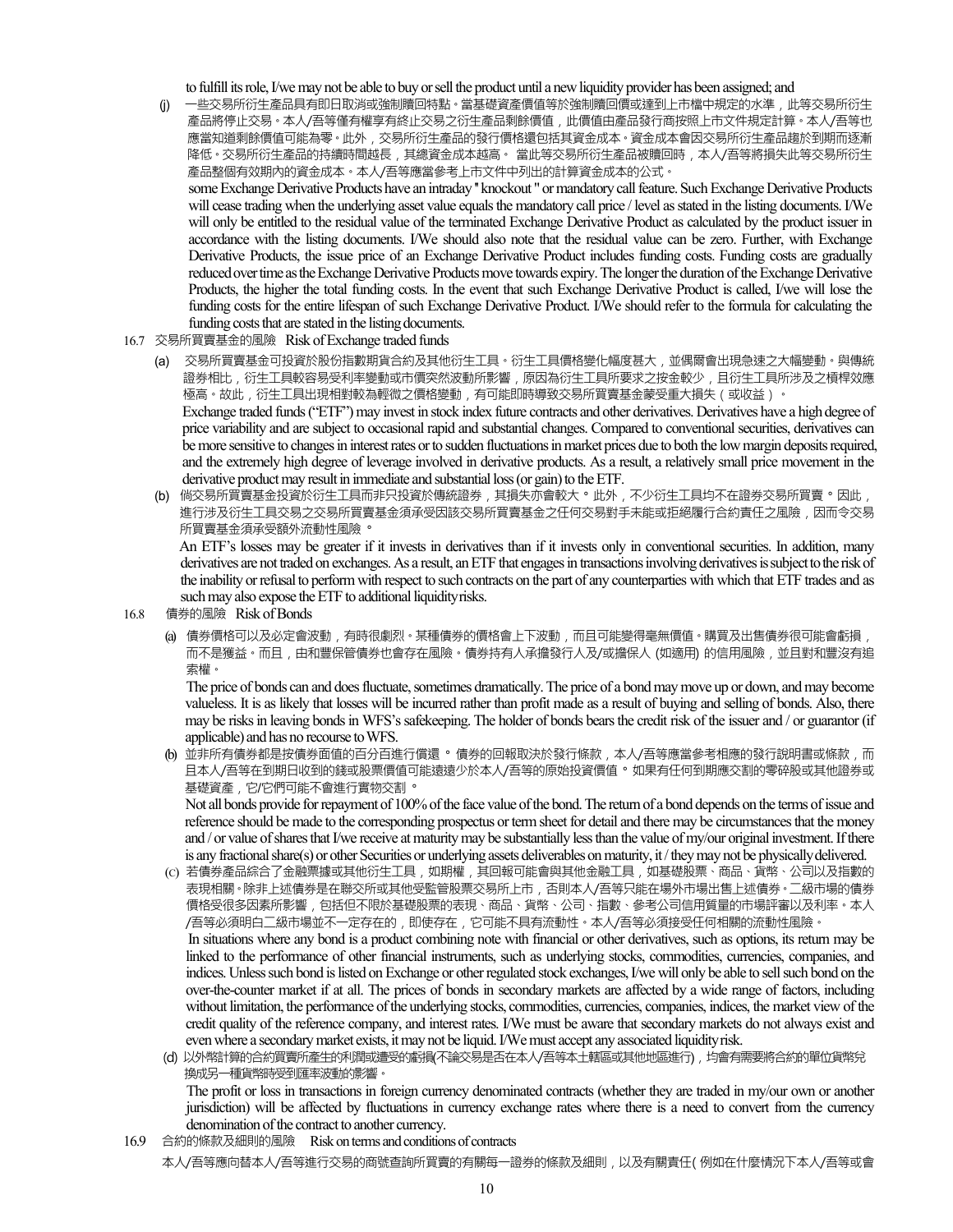to fulfill its role, I/we may not be able to buy or sell the product until a new liquidity provider has been assigned; and

(j) 一些交易所衍生產品具有即日取消或強制贖回特點。當基礎資產價值等於強制贖回價或達到上市檔中規定的水準，此等交易所衍生產品將停止交易。本人/吾等僅有權享有終止交易之衍生產品剩餘價值，此價值由產品發行商按照上市文件規定計算。本人/吾等也應當知道剩餘價值可能為零。此外，交易所衍生產品的發行價格還包括其資金成本。資金成本會因交易所衍生產品趨於到期而逐漸降低。交易所衍生產品的持續時間越長，其總資金成本越高。 當此等交易所衍生產品被贖回時，本人/吾等將損失此等交易所衍生產品整個有效期內的資金成本。本人/吾等應當參考上市文件中列出的計算資金成本的公式。

some Exchange Derivative Products have an intraday " knockout " or mandatory call feature. Such Exchange Derivative Products will cease trading when the underlying asset value equals the mandatory call price / level as stated in the listing documents. I/We will only be entitled to the residual value of the terminated Exchange Derivative Product as calculated by the product issuer in accordance with the listing documents. I/We should also note that the residual value can be zero. Further, with Exchange Derivative Products, the issue price of an Exchange Derivative Product includes funding costs. Funding costs are gradually reduced over time as the Exchange Derivative Products move towards expiry. The longer the duration of the Exchange Derivative Products, the higher the total funding costs. In the event that such Exchange Derivative Product is called, I/we will lose the funding costs for the entire lifespan of such Exchange Derivative Product. I/We should refer to the formula for calculating the funding costs that are stated in the listing documents.

16.7 交易所買賣基金的風險 Risk of Exchange traded funds

(a) 交易所買賣基金可投資於股份指數期貨合約及其他衍生工具。衍生工具價格變化幅度甚大，並偶爾會出現急速之大幅變動。與傳統證券相比，衍生工具較容易受利率變動或市價突然波動所影響，原因為衍生工具所要求之按金較少，且衍生工具所涉及之槓桿效應極高。故此，衍生工具出現相對較為輕微之價格變動，有可能即時導致交易所買賣基金蒙受重大損失（或收益）。

Exchange traded funds ("ETF") may invest in stock index future contracts and other derivatives. Derivatives have a high degree of price variability and are subject to occasional rapid and substantial changes. Compared to conventional securities, derivatives can be more sensitive to changes in interest rates or to sudden fluctuations in market prices due to both the low margin deposits required, and the extremely high degree of leverage involved in derivative products. As a result, a relatively small price movement in the derivative product may result in immediate and substantial loss (or gain) to the ETF.

(b) 倘交易所買賣基金投資於衍生工具而非只投資於傳統證券，其損失亦會較大。此外，不少衍生工具均不在證券交易所買賣。因此，進行涉及衍生工具交易之交易所買賣基金須承受因該交易所買賣基金之任何交易對手未能或拒絕履行合約責任之風險，因而令交易所買賣基金須承受額外流動性風險。

An ETF's losses may be greater if it invests in derivatives than if it invests only in conventional securities. In addition, many derivatives are not traded on exchanges. As a result, an ETF that engages in transactions involving derivatives is subject to the risk of the inability or refusal to perform with respect to such contracts on the part of any counterparties with which that ETF trades and as such may also expose the ETF to additional liquidity risks.

16.8 債券的風險 Risk of Bonds

(a) 債券價格可以及必定會波動，有時很劇烈。某種債券的價格會上下波動，而且可能變得毫無價值。購買及出售債券很可能會虧損，而不是獲益。而且，由和豐保管債券也會存在風險。債券持有人承擔發行人及/或擔保人 (如適用) 的信用風險，並且對和豐沒有追索權。

The price of bonds can and does fluctuate, sometimes dramatically. The price of a bond may move up or down, and may become valueless. It is as likely that losses will be incurred rather than profit made as a result of buying and selling of bonds. Also, there may be risks in leaving bonds in WFS's safekeeping. The holder of bonds bears the credit risk of the issuer and / or guarantor (if applicable) and has no recourse to WFS.

(b) 並非所有債券都是按債券面值的百分百進行償還。 債券的回報取決於發行條款，本人/吾等應當參考相應的發行說明書或條款，而且本人/吾等在到期日收到的錢或股票價值可能遠遠少於本人/吾等的原始投資價值。 如果有任何到期應交割的零碎股或其他證券或基礎資產，它/它們可能不會進行實物交割。

Not all bonds provide for repayment of 100% of the face value of the bond. The return of a bond depends on the terms of issue and reference should be made to the corresponding prospectus or term sheet for detail and there may be circumstances that the money and / or value of shares that I/we receive at maturity may be substantially less than the value of my/our original investment. If there is any fractional share(s) or other Securities or underlying assets deliverables on maturity, it / they may not be physically delivered.

(c) 若債券產品綜合了金融票據或其他衍生工具，如期權，其回報可能會與其他金融工具，如基礎股票、商品、貨幣、公司以及指數的表現相關。除非上述債券是在聯交所或其他受監管股票交易所上市，否則本人/吾等只能在場外市場出售上述債券。二級市場的債券價格受很多因素所影響，包括但不限於基礎股票的表現、商品、貨幣、公司、指數、參考公司信用質量的市場評審以及利率。本人/吾等必須明白二級市場並不一定存在的，即使存在，它可能不具有流動性。本人/吾等必須接受任何相關的流動性風險。

In situations where any bond is a product combining note with financial or other derivatives, such as options, its return may be linked to the performance of other financial instruments, such as underlying stocks, commodities, currencies, companies, and indices. Unless such bond is listed on Exchange or other regulated stock exchanges, I/we will only be able to sell such bond on the over-the-counter market if at all. The prices of bonds in secondary markets are affected by a wide range of factors, including without limitation, the performance of the underlying stocks, commodities, currencies, companies, indices, the market view of the credit quality of the reference company, and interest rates. I/We must be aware that secondary markets do not always exist and even where a secondary market exists, it may not be liquid. I/We must accept any associated liquidity risk.

(d) 以外幣計算的合約買賣所產生的利潤或遭受的虧損(不論交易是否在本人/吾等本土轄區或其他地區進行)，均會有需要將合約的單位貨幣兌換成另一種貨幣時受到匯率波動的影響。

The profit or loss in transactions in foreign currency denominated contracts (whether they are traded in my/our own or another jurisdiction) will be affected by fluctuations in currency exchange rates where there is a need to convert from the currency denomination of the contract to another currency.

16.9 合約的條款及細則的風險 Risk on terms and conditions of contracts

本人/吾等應向替本人/吾等進行交易的商號查詢所買賣的有關每一證券的條款及細則，以及有關責任( 例如在什麼情況下本人/吾等或會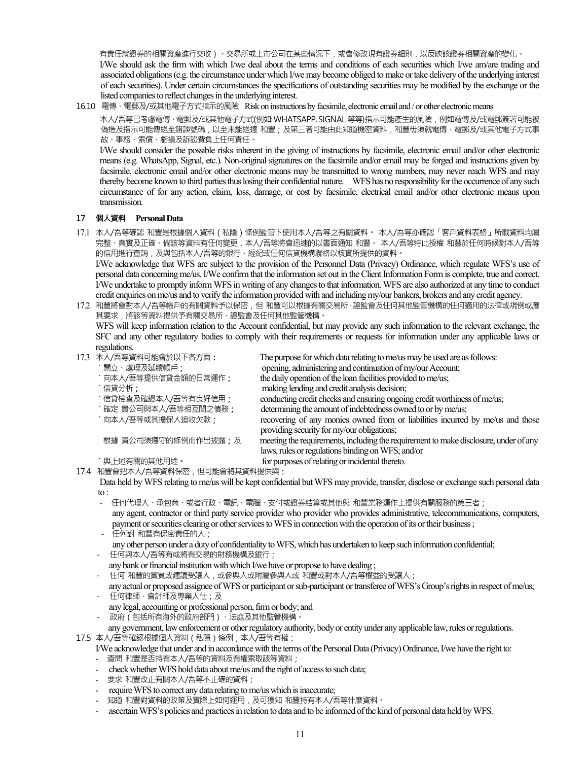有責任就證券的相關資產進行交收）。交易所或上市公司在某些情況下，或會修改現有證券細則，以反映該證券相關資產的變化。

I/We should ask the firm with which I/we deal about the terms and conditions of each securities which I/we am/are trading and associated obligations (e.g. the circumstance under which I/we may become obliged to make or take delivery of the underlying interest of each securities). Under certain circumstances the specifications of outstanding securities may be modified by the exchange or the listed companies to reflect changes in the underlying interest.

16.10 電傳、電郵及/或其他電子方式指示的風險 Risk on instructions by facsimile, electronic email and / or other electronic means

本人/吾等已考慮電傳、電郵及/或其他電子方式(例如:WHATSAPP, SIGNAL 等等)指示可能產生的風險，例如電傳及/或電郵簽署可能被偽造及指示可能傳送至錯誤號碼，以至未能送達 和豐；及第三者可能由此知道機密資料，和豐毋須就電傳、電郵及/或其他電子方式事故、事務、索償、虧損及訴訟費負上任何責任。

I/We should consider the possible risks inherent in the giving of instructions by facsimile, electronic email and/or other electronic means (e.g. WhatsApp, Signal, etc.). Non-original signatures on the facsimile and/or email may be forged and instructions given by facsimile, electronic email and/or other electronic means may be transmitted to wrong numbers, may never reach WFS and may thereby become known to third parties thus losing their confidential nature. WFS has no responsibility for the occurrence of any such circumstance of for any action, claim, loss, damage, or cost by facsimile, electrical email and/or other electronic means upon transmission.

## 17 個人資料 Personal Data

17.1 本人/吾等確認 和豐是根據個人資料（私隱）條例監管下使用本人/吾等之有關資料。 本人/吾等亦確認「客戶資料表格」所載資料均屬完整、真實及正確。倘該等資料有任何變更，本人/吾等將會迅速的以書面通知 和豐。 本人/吾等特此授權 和豐於任何時候對本人/吾等的信用進行查詢，及與包括本人/吾等的銀行、經紀或任何信貸機構聯絡以核實所提供的資料。

I/We acknowledge that WFS are subject to the provision of the Personnel Data (Privacy) Ordinance, which regulate WFS's use of personal data concerning me/us. I/We confirm that the information set out in the Client Information Form is complete, true and correct. I/We undertake to promptly inform WFS in writing of any changes to that information. WFS are also authorized at any time to conduct credit enquiries on me/us and to verify the information provided with and including my/our bankers, brokers and any credit agency.

17.2 和豐將會對本人/吾等帳戶的有關資料予以保密，但 和豐可以根據有關交易所、證監會及任何其他監管機構的任何適用的法律或規例或應其要求，將該等資料提供予有關交易所、證監會及任何其他監管機構。

WFS will keep information relation to the Account confidential, but may provide any such information to the relevant exchange, the SFC and any other regulatory bodies to comply with their requirements or requests for information under any applicable laws or regulations.

17.3 本人/吾等資料可能會於以下各方面： The purpose for which data relating to me/us may be used are as follows:

- 開立、處理及延續帳戶； opening, administering and continuation of my/our Account;
- 向本人/吾等提供信貸金額的日常運作； the daily operation of the loan facilities provided to me/us;
- 信貸分析； making lending and credit analysis decision;
- 信貸檢查及確證本人/吾等有良好信用； conducting credit checks and ensuring ongoing credit worthiness of me/us;
- 確定 貴公司與本人/吾等相互間之債務； determining the amount of indebtedness owned to or by me/us;
- 向本人/吾等或其擔保人追收欠款； recovering of any monies owned from or liabilities incurred by me/us and those providing security for my/our obligations;
- 根據 貴公司須遵守的條例而作出披露；及 meeting the requirements, including the requirement to make disclosure, under of any laws, rules or regulations binding on WFS; and/or
- 與上述有關的其他用途。 for purposes of relating or incidental thereto.

17.4 和豐會把本人/吾等資料保密，但可能會將其資料提供與：

Data held by WFS relating to me/us will be kept confidential but WFS may provide, transfer, disclose or exchange such personal data to :

- 任何代理人、承包商、或者行政、電訊、電腦、支付或證券結算或其他與 和豐業務運作上提供有關服務的第三者；
  any agent, contractor or third party service provider who provider who provides administrative, telecommunications, computers, payment or securities clearing or other services to WFS in connection with the operation of its or their business ;
- 任何對 和豐有保密責任的人；
  any other person under a duty of confidentiality to WFS, which has undertaken to keep such information confidential;
- 任何與本人/吾等有或將有交易的財務機構及銀行；
  any bank or financial institution with which I/we have or propose to have dealing ;
- 任何 和豐的實質或建議受讓人，或參與人或附屬參與人或 和豐或對本人/吾等權益的受讓人；
  any actual or proposed assignee of WFS or participant or sub-participant or transferee of WFS's Group's rights in respect of me/us;
- 任何律師、會計師及專業人仕；及
  any legal, accounting or professional person, firm or body; and
- 政府（包括所有海外的政府部門）、法庭及其他監管機構。
  any government, law enforcement or other regulatory authority, body or entity under any applicable law, rules or regulations.

17.5 本人/吾等確認根據個人資料（私隱）條例，本人/吾等有權：

I/We acknowledge that under and in accordance with the terms of the Personal Data (Privacy) Ordinance, I/we have the right to:

- 查問 和豐是否持有本人/吾等的資料及有權索取該等資料；
- check whether WFS hold data about me/us and the right of access to such data;
- 要求 和豐改正有關本人/吾等不正確的資料；
- require WFS to correct any data relating to me/us which is inaccurate;
- 知道 和豐對資料的政策及實際上如何運用，及可獲知 和豐持有本人/吾等什麼資料。
- ascertain WFS's policies and practices in relation to data and to be informed of the kind of personal data held by WFS.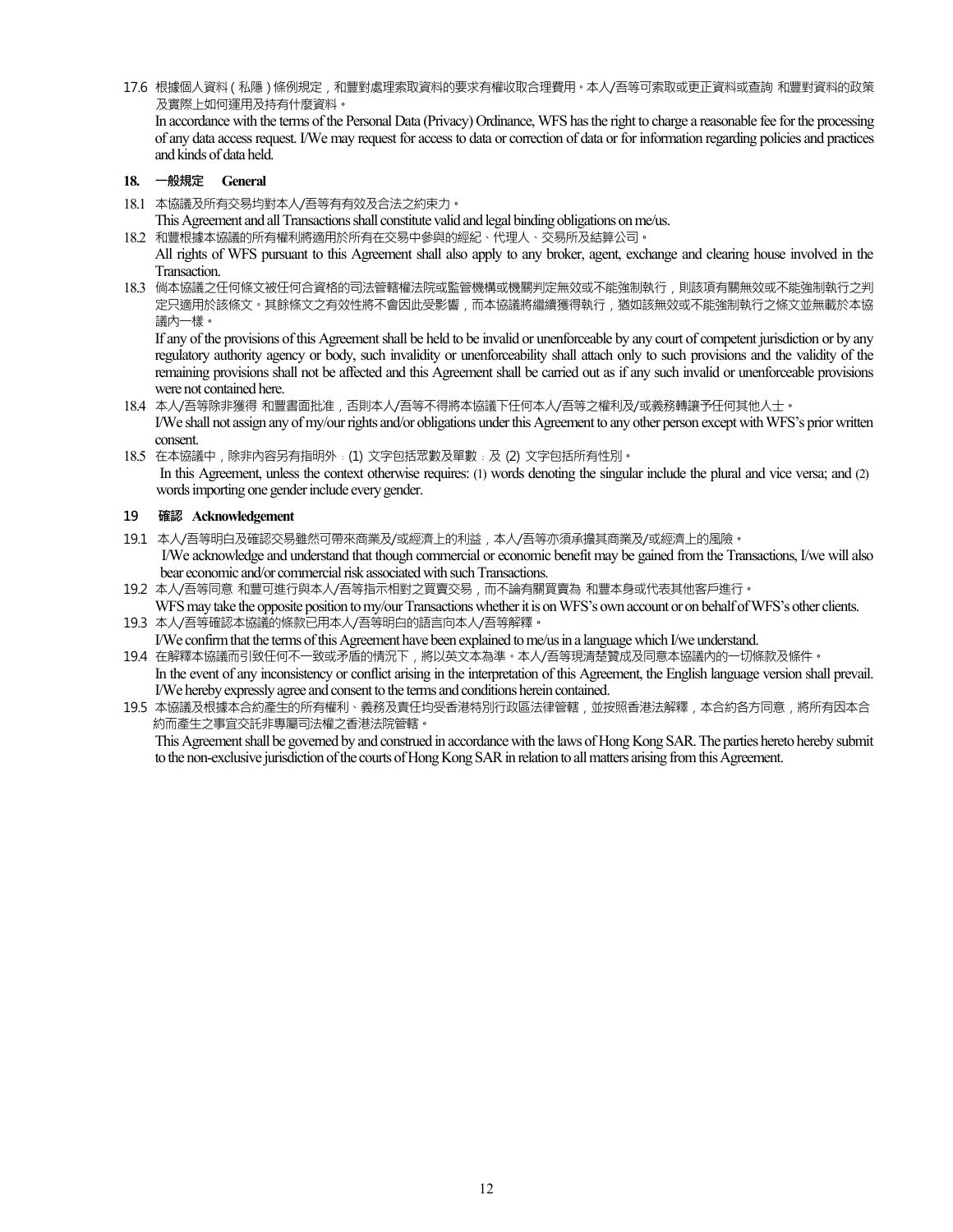17.6 根據個人資料（私隱）條例規定，和豐對處理索取資料的要求有權收取合理費用。本人/吾等可索取或更正資料或查詢 和豐對資料的政策及實際上如何運用及持有什麼資料。

In accordance with the terms of the Personal Data (Privacy) Ordinance, WFS has the right to charge a reasonable fee for the processing of any data access request. I/We may request for access to data or correction of data or for information regarding policies and practices and kinds of data held.

### 18. 一般規定 General

18.1 本協議及所有交易均對本人/吾等有有效及合法之約束力。

This Agreement and all Transactions shall constitute valid and legal binding obligations on me/us.

18.2 和豐根據本協議的所有權利將適用於所有在交易中參與的經紀、代理人、交易所及結算公司。

All rights of WFS pursuant to this Agreement shall also apply to any broker, agent, exchange and clearing house involved in the Transaction.

18.3 倘本協議之任何條文被任何合資格的司法管轄權法院或監管機構或機關判定無效或不能強制執行，則該項有關無效或不能強制執行之判定只適用於該條文。其餘條文之有效性將不會因此受影響，而本協議將繼續獲得執行，猶如該無效或不能強制執行之條文並無載於本協議內一樣。

If any of the provisions of this Agreement shall be held to be invalid or unenforceable by any court of competent jurisdiction or by any regulatory authority agency or body, such invalidity or unenforceability shall attach only to such provisions and the validity of the remaining provisions shall not be affected and this Agreement shall be carried out as if any such invalid or unenforceable provisions were not contained here.

18.4 本人/吾等除非獲得 和豐書面批准，否則本人/吾等不得將本協議下任何本人/吾等之權利及/或義務轉讓予任何其他人士。

I/We shall not assign any of my/our rights and/or obligations under this Agreement to any other person except with WFS's prior written consent.

18.5 在本協議中，除非內容另有指明外：(1) 文字包括眾數及單數；及 (2) 文字包括所有性別。

In this Agreement, unless the context otherwise requires: (1) words denoting the singular include the plural and vice versa; and (2) words importing one gender include every gender.

### 19 確認 Acknowledgement

19.1 本人/吾等明白及確認交易雖然可帶來商業及/或經濟上的利益，本人/吾等亦須承擔其商業及/或經濟上的風險。

I/We acknowledge and understand that though commercial or economic benefit may be gained from the Transactions, I/we will also bear economic and/or commercial risk associated with such Transactions.

19.2 本人/吾等同意 和豐可進行與本人/吾等指示相對之買賣交易，而不論有關買賣為 和豐本身或代表其他客戶進行。

WFS may take the opposite position to my/our Transactions whether it is on WFS's own account or on behalf of WFS's other clients.

19.3 本人/吾等確認本協議的條款已用本人/吾等明白的語言向本人/吾等解釋。

I/We confirm that the terms of this Agreement have been explained to me/us in a language which I/we understand.

19.4 在解釋本協議而引致任何不一致或矛盾的情況下，將以英文本為準。本人/吾等現清楚贊成及同意本協議內的一切條款及條件。

In the event of any inconsistency or conflict arising in the interpretation of this Agreement, the English language version shall prevail. I/We hereby expressly agree and consent to the terms and conditions herein contained.

19.5 本協議及根據本合約產生的所有權利、義務及責任均受香港特別行政區法律管轄，並按照香港法解釋，本合約各方同意，將所有因本合約而產生之事宜交託非專屬司法權之香港法院管轄。

This Agreement shall be governed by and construed in accordance with the laws of Hong Kong SAR. The parties hereto hereby submit to the non-exclusive jurisdiction of the courts of Hong Kong SAR in relation to all matters arising from this Agreement.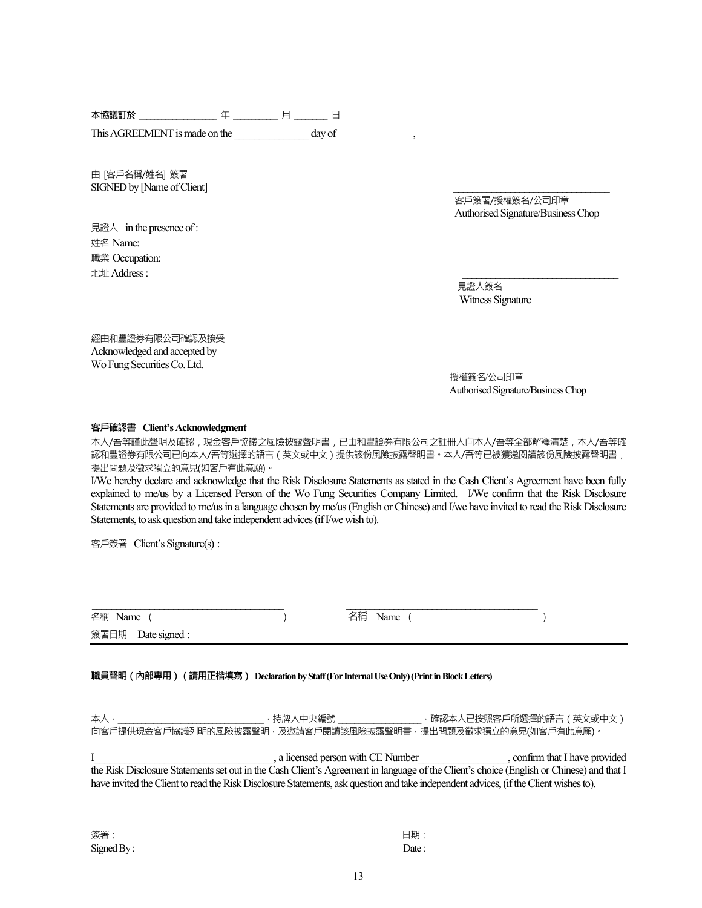**本協議訂於** ________________ 年 _________ 月 _______ 日

This AGREEMENT is made on the ______________ day of ______________, ____________

由 [客戶名稱/姓名] 簽署
SIGNED by [Name of Client]

______________________________
客戶簽署/授權簽名/公司印章
Authorised Signature/Business Chop

見證人 in the presence of :
姓名 Name:
職業 Occupation:
地址 Address :

______________________________
見證人簽名
Witness Signature

經由和豐證券有限公司確認及接受
Acknowledged and accepted by
Wo Fung Securities Co. Ltd.

______________________________
授權簽名/公司印章
Authorised Signature/Business Chop

**客戶確認書 Client's Acknowledgment**

本人/吾等謹此聲明及確認，現金客戶協議之風險披露聲明書，已由和豐證券有限公司之註冊人向本人/吾等全部解釋清楚，本人/吾等確認和豐證券有限公司已向本人/吾等選擇的語言（英文或中文）提供該份風險披露聲明書。本人/吾等已被獲邀閱讀該份風險披露聲明書，提出問題及徵求獨立的意見(如客戶有此意願)。

I/We hereby declare and acknowledge that the Risk Disclosure Statements as stated in the Cash Client's Agreement have been fully explained to me/us by a Licensed Person of the Wo Fung Securities Company Limited. I/We confirm that the Risk Disclosure Statements are provided to me/us in a language chosen by me/us (English or Chinese) and I/we have invited to read the Risk Disclosure Statements, to ask question and take independent advices (if I/we wish to).

客戶簽署 Client's Signature(s) :

______________________________ ______________________________
名稱 Name ( ) 名稱 Name ( )

簽署日期 Date signed : ________________________

**職員聲明（內部專用）（請用正楷填寫） Declaration by Staff (For Internal Use Only) (Print in Block Letters)**

本人，____________________________，持牌人中央編號 ________________，確認本人已按照客戶所選擇的語言（英文或中文）向客戶提供現金客戶協議列明的風險披露聲明，及邀請客戶閱讀該風險披露聲明書，提出問題及徵求獨立的意見(如客戶有此意願)。

I__________________________________, a licensed person with CE Number________________, confirm that I have provided the Risk Disclosure Statements set out in the Cash Client's Agreement in language of the Client's choice (English or Chinese) and that I have invited the Client to read the Risk Disclosure Statements, ask question and take independent advices, (if the Client wishes to).

簽署：
Signed By : ____________________________________

日期：
Date : ________________________________